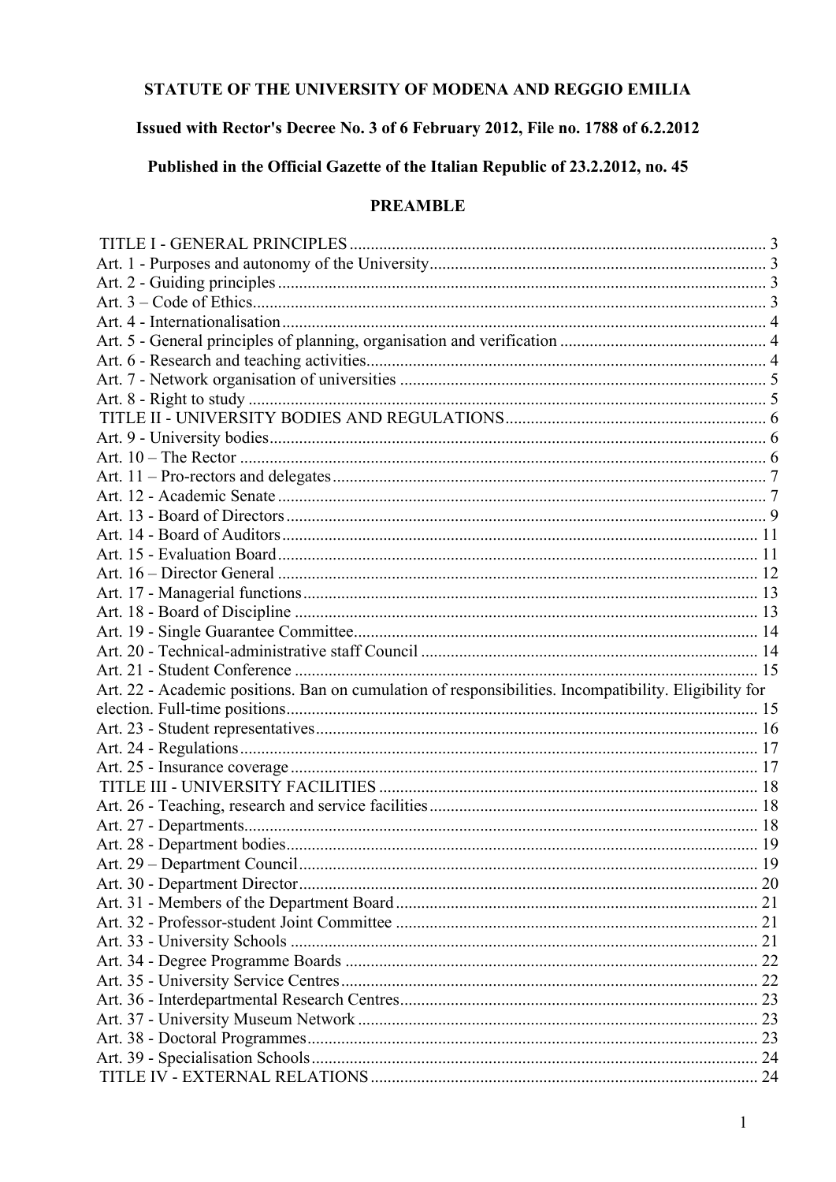**STATUTE OF THE UNIVERSITY OF MODENA AND REGGIO EMILIA**

**Issued with Rector's Decree No. 3 of 6 February 2012, File no. 1788 of 6.2.2012**

**Published in the Official Gazette of the Italian Republic of 23.2.2012, no. 45**

**PREAMBLE**

TITLE I - GENERAL PRINCIPLES .......... 3
Art. 1 - Purposes and autonomy of the University .......... 3
Art. 2 - Guiding principles .......... 3
Art. 3 – Code of Ethics .......... 3
Art. 4 - Internationalisation .......... 4
Art. 5 - General principles of planning, organisation and verification .......... 4
Art. 6 - Research and teaching activities .......... 4
Art. 7 - Network organisation of universities .......... 5
Art. 8 - Right to study .......... 5
TITLE II - UNIVERSITY BODIES AND REGULATIONS .......... 6
Art. 9 - University bodies .......... 6
Art. 10 – The Rector .......... 6
Art. 11 – Pro-rectors and delegates .......... 7
Art. 12 - Academic Senate .......... 7
Art. 13 - Board of Directors .......... 9
Art. 14 - Board of Auditors .......... 11
Art. 15 - Evaluation Board .......... 11
Art. 16 – Director General .......... 12
Art. 17 - Managerial functions .......... 13
Art. 18 - Board of Discipline .......... 13
Art. 19 - Single Guarantee Committee .......... 14
Art. 20 - Technical-administrative staff Council .......... 14
Art. 21 - Student Conference .......... 15
Art. 22 - Academic positions. Ban on cumulation of responsibilities. Incompatibility. Eligibility for election. Full-time positions .......... 15
Art. 23 - Student representatives .......... 16
Art. 24 - Regulations .......... 17
Art. 25 - Insurance coverage .......... 17
TITLE III - UNIVERSITY FACILITIES .......... 18
Art. 26 - Teaching, research and service facilities .......... 18
Art. 27 - Departments .......... 18
Art. 28 - Department bodies .......... 19
Art. 29 – Department Council .......... 19
Art. 30 - Department Director .......... 20
Art. 31 - Members of the Department Board .......... 21
Art. 32 - Professor-student Joint Committee .......... 21
Art. 33 - University Schools .......... 21
Art. 34 - Degree Programme Boards .......... 22
Art. 35 - University Service Centres .......... 22
Art. 36 - Interdepartmental Research Centres .......... 23
Art. 37 - University Museum Network .......... 23
Art. 38 - Doctoral Programmes .......... 23
Art. 39 - Specialisation Schools .......... 24
TITLE IV - EXTERNAL RELATIONS .......... 24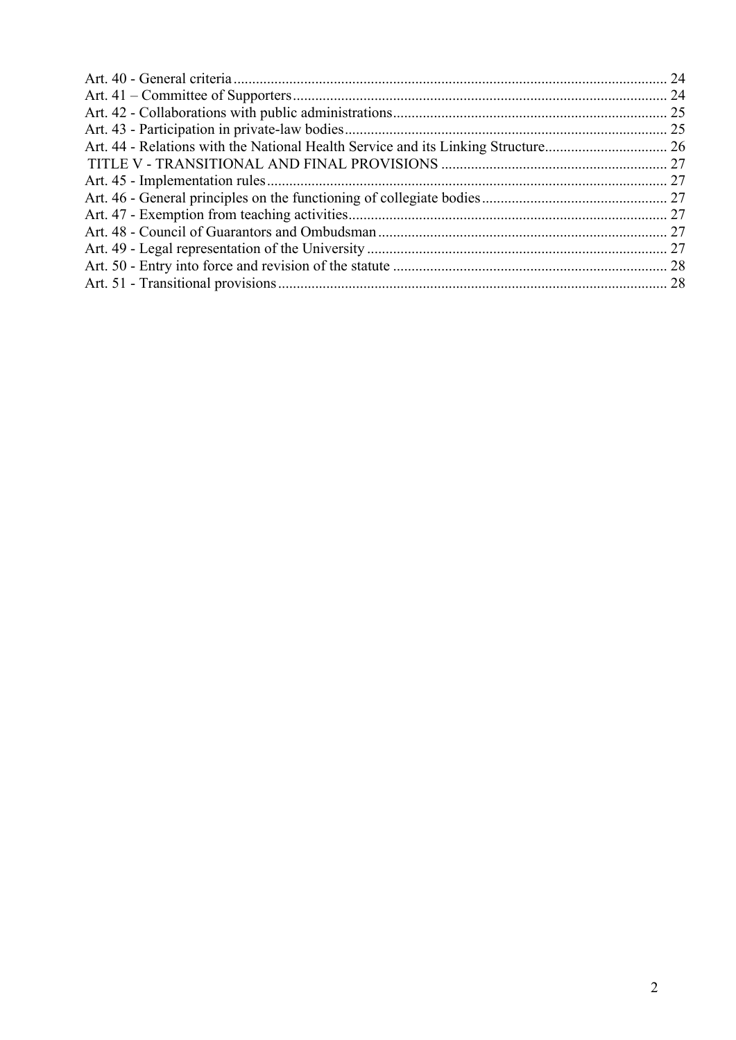Art. 40 - General criteria ... 24
Art. 41 – Committee of Supporters ... 24
Art. 42 - Collaborations with public administrations ... 25
Art. 43 - Participation in private-law bodies ... 25
Art. 44 - Relations with the National Health Service and its Linking Structure ... 26
TITLE V - TRANSITIONAL AND FINAL PROVISIONS ... 27
Art. 45 - Implementation rules ... 27
Art. 46 - General principles on the functioning of collegiate bodies ... 27
Art. 47 - Exemption from teaching activities ... 27
Art. 48 - Council of Guarantors and Ombudsman ... 27
Art. 49 - Legal representation of the University ... 27
Art. 50 - Entry into force and revision of the statute ... 28
Art. 51 - Transitional provisions ... 28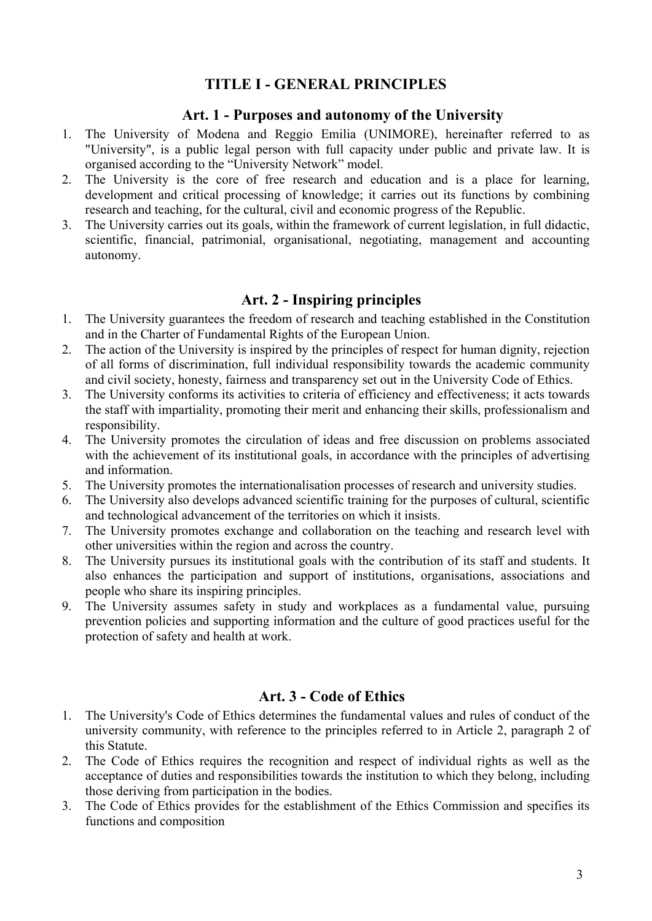# TITLE I - GENERAL PRINCIPLES

## Art. 1 - Purposes and autonomy of the University

1. The University of Modena and Reggio Emilia (UNIMORE), hereinafter referred to as "University", is a public legal person with full capacity under public and private law. It is organised according to the "University Network" model.
2. The University is the core of free research and education and is a place for learning, development and critical processing of knowledge; it carries out its functions by combining research and teaching, for the cultural, civil and economic progress of the Republic.
3. The University carries out its goals, within the framework of current legislation, in full didactic, scientific, financial, patrimonial, organisational, negotiating, management and accounting autonomy.

## Art. 2 - Inspiring principles

1. The University guarantees the freedom of research and teaching established in the Constitution and in the Charter of Fundamental Rights of the European Union.
2. The action of the University is inspired by the principles of respect for human dignity, rejection of all forms of discrimination, full individual responsibility towards the academic community and civil society, honesty, fairness and transparency set out in the University Code of Ethics.
3. The University conforms its activities to criteria of efficiency and effectiveness; it acts towards the staff with impartiality, promoting their merit and enhancing their skills, professionalism and responsibility.
4. The University promotes the circulation of ideas and free discussion on problems associated with the achievement of its institutional goals, in accordance with the principles of advertising and information.
5. The University promotes the internationalisation processes of research and university studies.
6. The University also develops advanced scientific training for the purposes of cultural, scientific and technological advancement of the territories on which it insists.
7. The University promotes exchange and collaboration on the teaching and research level with other universities within the region and across the country.
8. The University pursues its institutional goals with the contribution of its staff and students. It also enhances the participation and support of institutions, organisations, associations and people who share its inspiring principles.
9. The University assumes safety in study and workplaces as a fundamental value, pursuing prevention policies and supporting information and the culture of good practices useful for the protection of safety and health at work.

## Art. 3 - Code of Ethics

1. The University's Code of Ethics determines the fundamental values and rules of conduct of the university community, with reference to the principles referred to in Article 2, paragraph 2 of this Statute.
2. The Code of Ethics requires the recognition and respect of individual rights as well as the acceptance of duties and responsibilities towards the institution to which they belong, including those deriving from participation in the bodies.
3. The Code of Ethics provides for the establishment of the Ethics Commission and specifies its functions and composition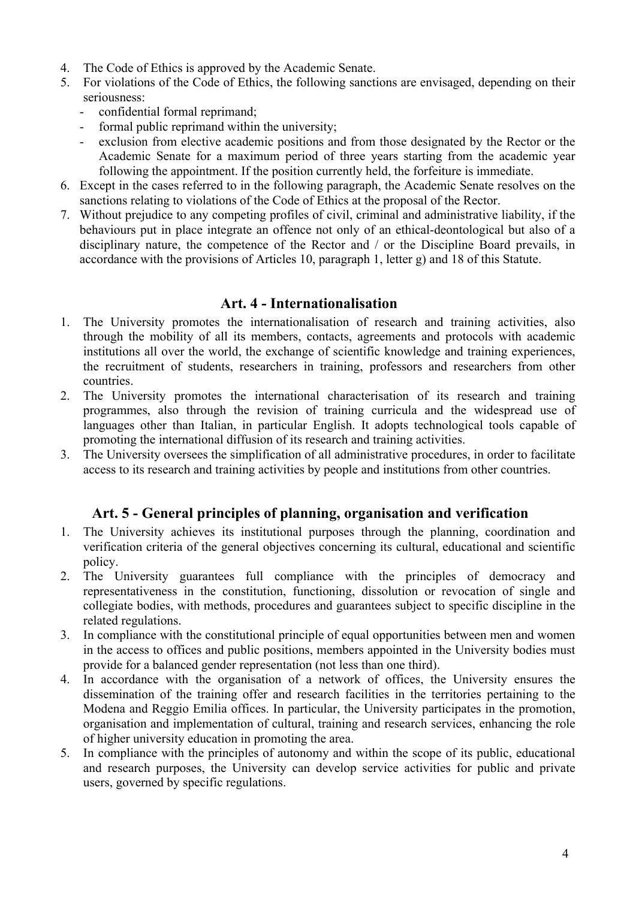4. The Code of Ethics is approved by the Academic Senate.
5. For violations of the Code of Ethics, the following sanctions are envisaged, depending on their seriousness:
   - confidential formal reprimand;
   - formal public reprimand within the university;
   - exclusion from elective academic positions and from those designated by the Rector or the Academic Senate for a maximum period of three years starting from the academic year following the appointment. If the position currently held, the forfeiture is immediate.
6. Except in the cases referred to in the following paragraph, the Academic Senate resolves on the sanctions relating to violations of the Code of Ethics at the proposal of the Rector.
7. Without prejudice to any competing profiles of civil, criminal and administrative liability, if the behaviours put in place integrate an offence not only of an ethical-deontological but also of a disciplinary nature, the competence of the Rector and / or the Discipline Board prevails, in accordance with the provisions of Articles 10, paragraph 1, letter g) and 18 of this Statute.

## Art. 4 - Internationalisation

1. The University promotes the internationalisation of research and training activities, also through the mobility of all its members, contacts, agreements and protocols with academic institutions all over the world, the exchange of scientific knowledge and training experiences, the recruitment of students, researchers in training, professors and researchers from other countries.
2. The University promotes the international characterisation of its research and training programmes, also through the revision of training curricula and the widespread use of languages other than Italian, in particular English. It adopts technological tools capable of promoting the international diffusion of its research and training activities.
3. The University oversees the simplification of all administrative procedures, in order to facilitate access to its research and training activities by people and institutions from other countries.

## Art. 5 - General principles of planning, organisation and verification

1. The University achieves its institutional purposes through the planning, coordination and verification criteria of the general objectives concerning its cultural, educational and scientific policy.
2. The University guarantees full compliance with the principles of democracy and representativeness in the constitution, functioning, dissolution or revocation of single and collegiate bodies, with methods, procedures and guarantees subject to specific discipline in the related regulations.
3. In compliance with the constitutional principle of equal opportunities between men and women in the access to offices and public positions, members appointed in the University bodies must provide for a balanced gender representation (not less than one third).
4. In accordance with the organisation of a network of offices, the University ensures the dissemination of the training offer and research facilities in the territories pertaining to the Modena and Reggio Emilia offices. In particular, the University participates in the promotion, organisation and implementation of cultural, training and research services, enhancing the role of higher university education in promoting the area.
5. In compliance with the principles of autonomy and within the scope of its public, educational and research purposes, the University can develop service activities for public and private users, governed by specific regulations.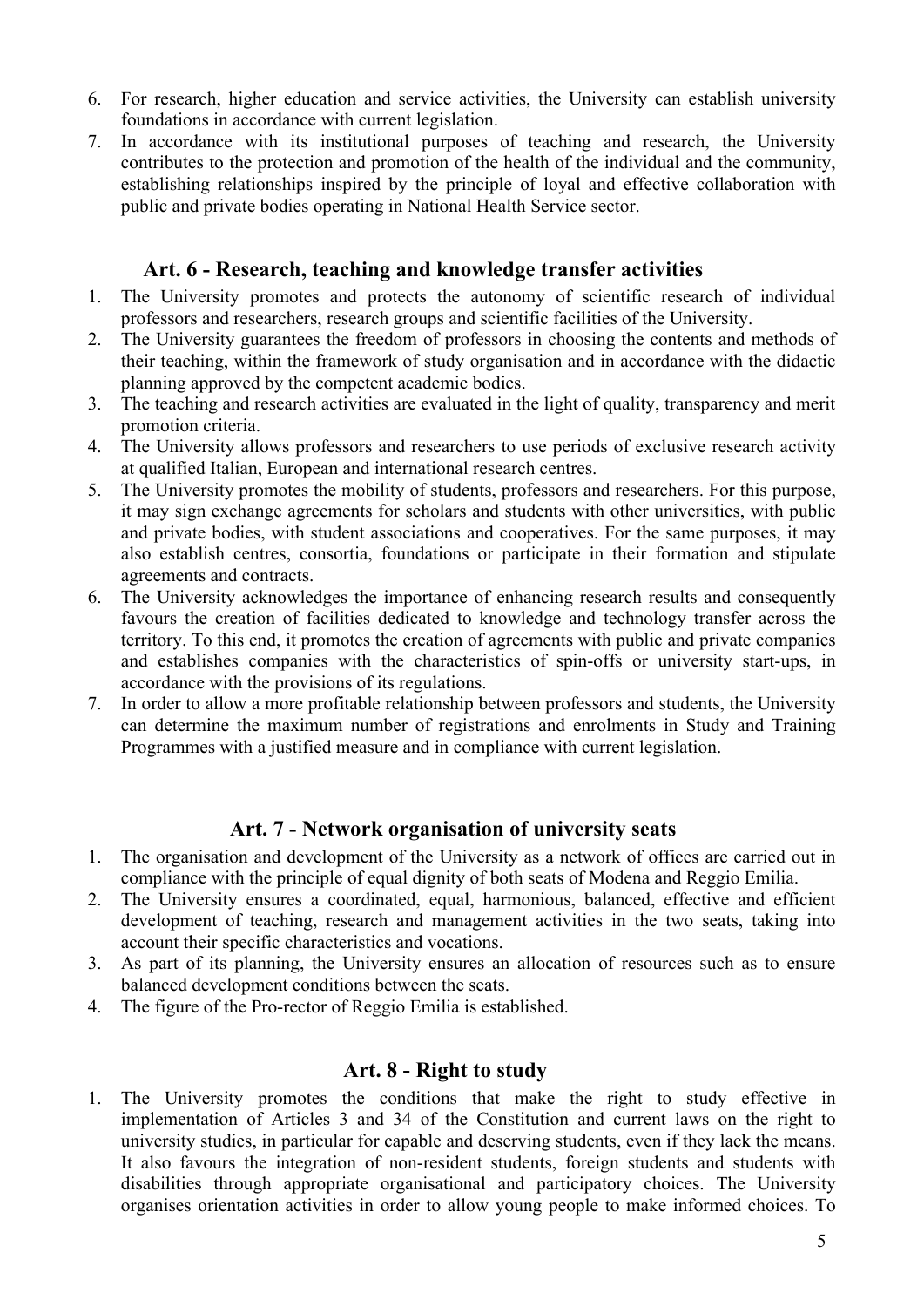6. For research, higher education and service activities, the University can establish university foundations in accordance with current legislation.
7. In accordance with its institutional purposes of teaching and research, the University contributes to the protection and promotion of the health of the individual and the community, establishing relationships inspired by the principle of loyal and effective collaboration with public and private bodies operating in National Health Service sector.

## Art. 6 - Research, teaching and knowledge transfer activities

1. The University promotes and protects the autonomy of scientific research of individual professors and researchers, research groups and scientific facilities of the University.
2. The University guarantees the freedom of professors in choosing the contents and methods of their teaching, within the framework of study organisation and in accordance with the didactic planning approved by the competent academic bodies.
3. The teaching and research activities are evaluated in the light of quality, transparency and merit promotion criteria.
4. The University allows professors and researchers to use periods of exclusive research activity at qualified Italian, European and international research centres.
5. The University promotes the mobility of students, professors and researchers. For this purpose, it may sign exchange agreements for scholars and students with other universities, with public and private bodies, with student associations and cooperatives. For the same purposes, it may also establish centres, consortia, foundations or participate in their formation and stipulate agreements and contracts.
6. The University acknowledges the importance of enhancing research results and consequently favours the creation of facilities dedicated to knowledge and technology transfer across the territory. To this end, it promotes the creation of agreements with public and private companies and establishes companies with the characteristics of spin-offs or university start-ups, in accordance with the provisions of its regulations.
7. In order to allow a more profitable relationship between professors and students, the University can determine the maximum number of registrations and enrolments in Study and Training Programmes with a justified measure and in compliance with current legislation.

## Art. 7 - Network organisation of university seats

1. The organisation and development of the University as a network of offices are carried out in compliance with the principle of equal dignity of both seats of Modena and Reggio Emilia.
2. The University ensures a coordinated, equal, harmonious, balanced, effective and efficient development of teaching, research and management activities in the two seats, taking into account their specific characteristics and vocations.
3. As part of its planning, the University ensures an allocation of resources such as to ensure balanced development conditions between the seats.
4. The figure of the Pro-rector of Reggio Emilia is established.

## Art. 8 - Right to study

1. The University promotes the conditions that make the right to study effective in implementation of Articles 3 and 34 of the Constitution and current laws on the right to university studies, in particular for capable and deserving students, even if they lack the means. It also favours the integration of non-resident students, foreign students and students with disabilities through appropriate organisational and participatory choices. The University organises orientation activities in order to allow young people to make informed choices. To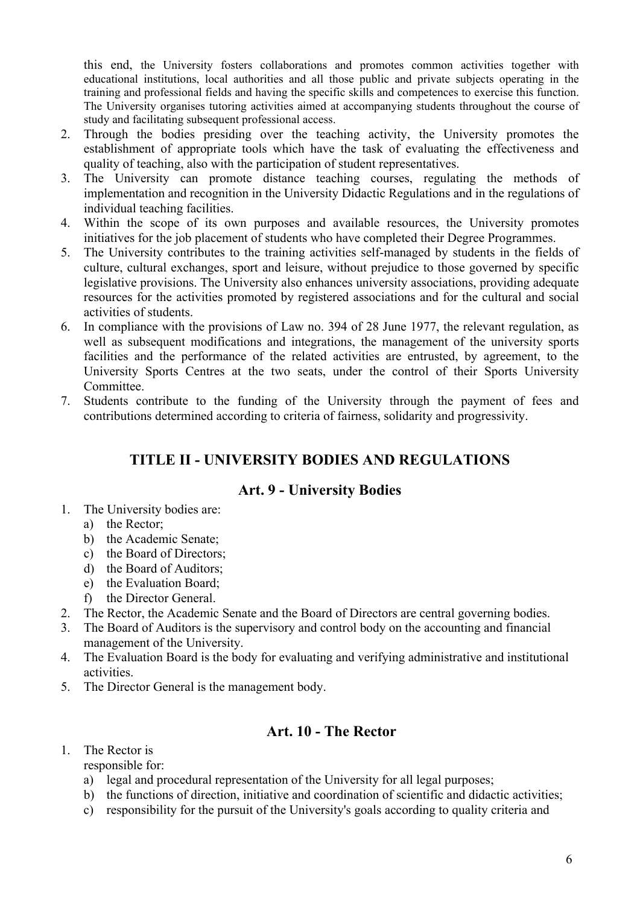this end, the University fosters collaborations and promotes common activities together with educational institutions, local authorities and all those public and private subjects operating in the training and professional fields and having the specific skills and competences to exercise this function. The University organises tutoring activities aimed at accompanying students throughout the course of study and facilitating subsequent professional access.

2. Through the bodies presiding over the teaching activity, the University promotes the establishment of appropriate tools which have the task of evaluating the effectiveness and quality of teaching, also with the participation of student representatives.
3. The University can promote distance teaching courses, regulating the methods of implementation and recognition in the University Didactic Regulations and in the regulations of individual teaching facilities.
4. Within the scope of its own purposes and available resources, the University promotes initiatives for the job placement of students who have completed their Degree Programmes.
5. The University contributes to the training activities self-managed by students in the fields of culture, cultural exchanges, sport and leisure, without prejudice to those governed by specific legislative provisions. The University also enhances university associations, providing adequate resources for the activities promoted by registered associations and for the cultural and social activities of students.
6. In compliance with the provisions of Law no. 394 of 28 June 1977, the relevant regulation, as well as subsequent modifications and integrations, the management of the university sports facilities and the performance of the related activities are entrusted, by agreement, to the University Sports Centres at the two seats, under the control of their Sports University Committee.
7. Students contribute to the funding of the University through the payment of fees and contributions determined according to criteria of fairness, solidarity and progressivity.

## TITLE II - UNIVERSITY BODIES AND REGULATIONS

### Art. 9 - University Bodies

1. The University bodies are:
   a) the Rector;
   b) the Academic Senate;
   c) the Board of Directors;
   d) the Board of Auditors;
   e) the Evaluation Board;
   f) the Director General.
2. The Rector, the Academic Senate and the Board of Directors are central governing bodies.
3. The Board of Auditors is the supervisory and control body on the accounting and financial management of the University.
4. The Evaluation Board is the body for evaluating and verifying administrative and institutional activities.
5. The Director General is the management body.

### Art. 10 - The Rector

1. The Rector is
   responsible for:
   a) legal and procedural representation of the University for all legal purposes;
   b) the functions of direction, initiative and coordination of scientific and didactic activities;
   c) responsibility for the pursuit of the University's goals according to quality criteria and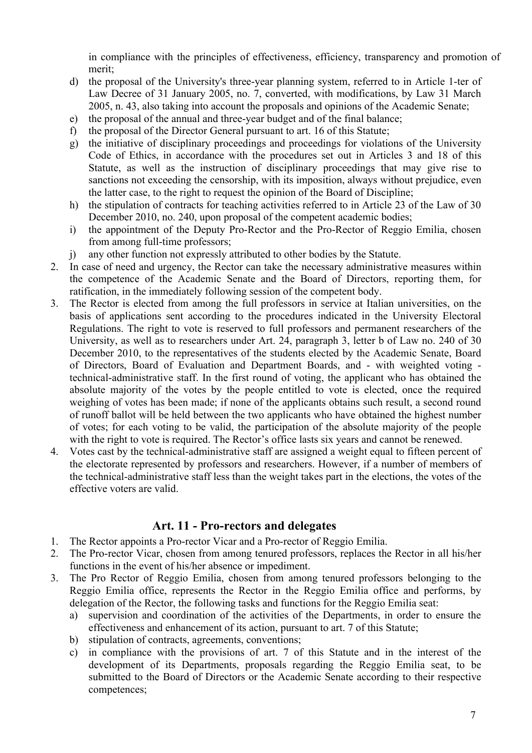in compliance with the principles of effectiveness, efficiency, transparency and promotion of merit;

d) the proposal of the University's three-year planning system, referred to in Article 1-ter of Law Decree of 31 January 2005, no. 7, converted, with modifications, by Law 31 March 2005, n. 43, also taking into account the proposals and opinions of the Academic Senate;
e) the proposal of the annual and three-year budget and of the final balance;
f) the proposal of the Director General pursuant to art. 16 of this Statute;
g) the initiative of disciplinary proceedings and proceedings for violations of the University Code of Ethics, in accordance with the procedures set out in Articles 3 and 18 of this Statute, as well as the instruction of disciplinary proceedings that may give rise to sanctions not exceeding the censorship, with its imposition, always without prejudice, even the latter case, to the right to request the opinion of the Board of Discipline;
h) the stipulation of contracts for teaching activities referred to in Article 23 of the Law of 30 December 2010, no. 240, upon proposal of the competent academic bodies;
i) the appointment of the Deputy Pro-Rector and the Pro-Rector of Reggio Emilia, chosen from among full-time professors;
j) any other function not expressly attributed to other bodies by the Statute.

2. In case of need and urgency, the Rector can take the necessary administrative measures within the competence of the Academic Senate and the Board of Directors, reporting them, for ratification, in the immediately following session of the competent body.
3. The Rector is elected from among the full professors in service at Italian universities, on the basis of applications sent according to the procedures indicated in the University Electoral Regulations. The right to vote is reserved to full professors and permanent researchers of the University, as well as to researchers under Art. 24, paragraph 3, letter b of Law no. 240 of 30 December 2010, to the representatives of the students elected by the Academic Senate, Board of Directors, Board of Evaluation and Department Boards, and - with weighted voting - technical-administrative staff. In the first round of voting, the applicant who has obtained the absolute majority of the votes by the people entitled to vote is elected, once the required weighing of votes has been made; if none of the applicants obtains such result, a second round of runoff ballot will be held between the two applicants who have obtained the highest number of votes; for each voting to be valid, the participation of the absolute majority of the people with the right to vote is required. The Rector's office lasts six years and cannot be renewed.
4. Votes cast by the technical-administrative staff are assigned a weight equal to fifteen percent of the electorate represented by professors and researchers. However, if a number of members of the technical-administrative staff less than the weight takes part in the elections, the votes of the effective voters are valid.

## Art. 11 - Pro-rectors and delegates

1. The Rector appoints a Pro-rector Vicar and a Pro-rector of Reggio Emilia.
2. The Pro-rector Vicar, chosen from among tenured professors, replaces the Rector in all his/her functions in the event of his/her absence or impediment.
3. The Pro Rector of Reggio Emilia, chosen from among tenured professors belonging to the Reggio Emilia office, represents the Rector in the Reggio Emilia office and performs, by delegation of the Rector, the following tasks and functions for the Reggio Emilia seat:
   a) supervision and coordination of the activities of the Departments, in order to ensure the effectiveness and enhancement of its action, pursuant to art. 7 of this Statute;
   b) stipulation of contracts, agreements, conventions;
   c) in compliance with the provisions of art. 7 of this Statute and in the interest of the development of its Departments, proposals regarding the Reggio Emilia seat, to be submitted to the Board of Directors or the Academic Senate according to their respective competences;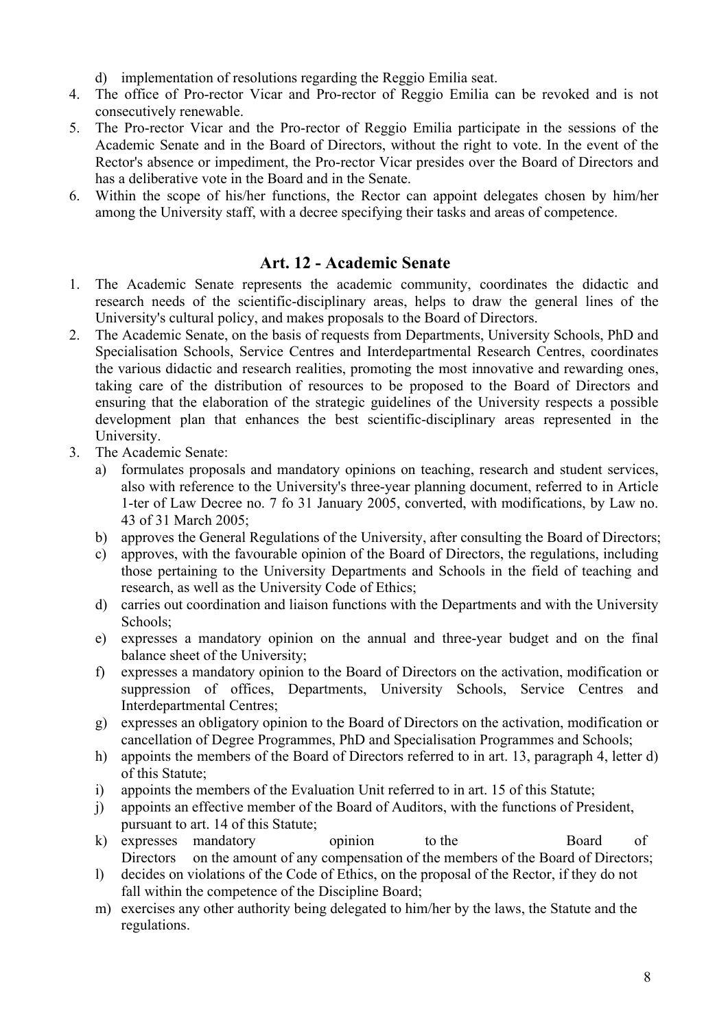d) implementation of resolutions regarding the Reggio Emilia seat.

4. The office of Pro-rector Vicar and Pro-rector of Reggio Emilia can be revoked and is not consecutively renewable.
5. The Pro-rector Vicar and the Pro-rector of Reggio Emilia participate in the sessions of the Academic Senate and in the Board of Directors, without the right to vote. In the event of the Rector's absence or impediment, the Pro-rector Vicar presides over the Board of Directors and has a deliberative vote in the Board and in the Senate.
6. Within the scope of his/her functions, the Rector can appoint delegates chosen by him/her among the University staff, with a decree specifying their tasks and areas of competence.

## Art. 12 - Academic Senate

1. The Academic Senate represents the academic community, coordinates the didactic and research needs of the scientific-disciplinary areas, helps to draw the general lines of the University's cultural policy, and makes proposals to the Board of Directors.
2. The Academic Senate, on the basis of requests from Departments, University Schools, PhD and Specialisation Schools, Service Centres and Interdepartmental Research Centres, coordinates the various didactic and research realities, promoting the most innovative and rewarding ones, taking care of the distribution of resources to be proposed to the Board of Directors and ensuring that the elaboration of the strategic guidelines of the University respects a possible development plan that enhances the best scientific-disciplinary areas represented in the University.
3. The Academic Senate:
   a) formulates proposals and mandatory opinions on teaching, research and student services, also with reference to the University's three-year planning document, referred to in Article 1-ter of Law Decree no. 7 fo 31 January 2005, converted, with modifications, by Law no. 43 of 31 March 2005;
   b) approves the General Regulations of the University, after consulting the Board of Directors;
   c) approves, with the favourable opinion of the Board of Directors, the regulations, including those pertaining to the University Departments and Schools in the field of teaching and research, as well as the University Code of Ethics;
   d) carries out coordination and liaison functions with the Departments and with the University Schools;
   e) expresses a mandatory opinion on the annual and three-year budget and on the final balance sheet of the University;
   f) expresses a mandatory opinion to the Board of Directors on the activation, modification or suppression of offices, Departments, University Schools, Service Centres and Interdepartmental Centres;
   g) expresses an obligatory opinion to the Board of Directors on the activation, modification or cancellation of Degree Programmes, PhD and Specialisation Programmes and Schools;
   h) appoints the members of the Board of Directors referred to in art. 13, paragraph 4, letter d) of this Statute;
   i) appoints the members of the Evaluation Unit referred to in art. 15 of this Statute;
   j) appoints an effective member of the Board of Auditors, with the functions of President, pursuant to art. 14 of this Statute;
   k) expresses mandatory opinion to the Board of Directors on the amount of any compensation of the members of the Board of Directors;
   l) decides on violations of the Code of Ethics, on the proposal of the Rector, if they do not fall within the competence of the Discipline Board;
   m) exercises any other authority being delegated to him/her by the laws, the Statute and the regulations.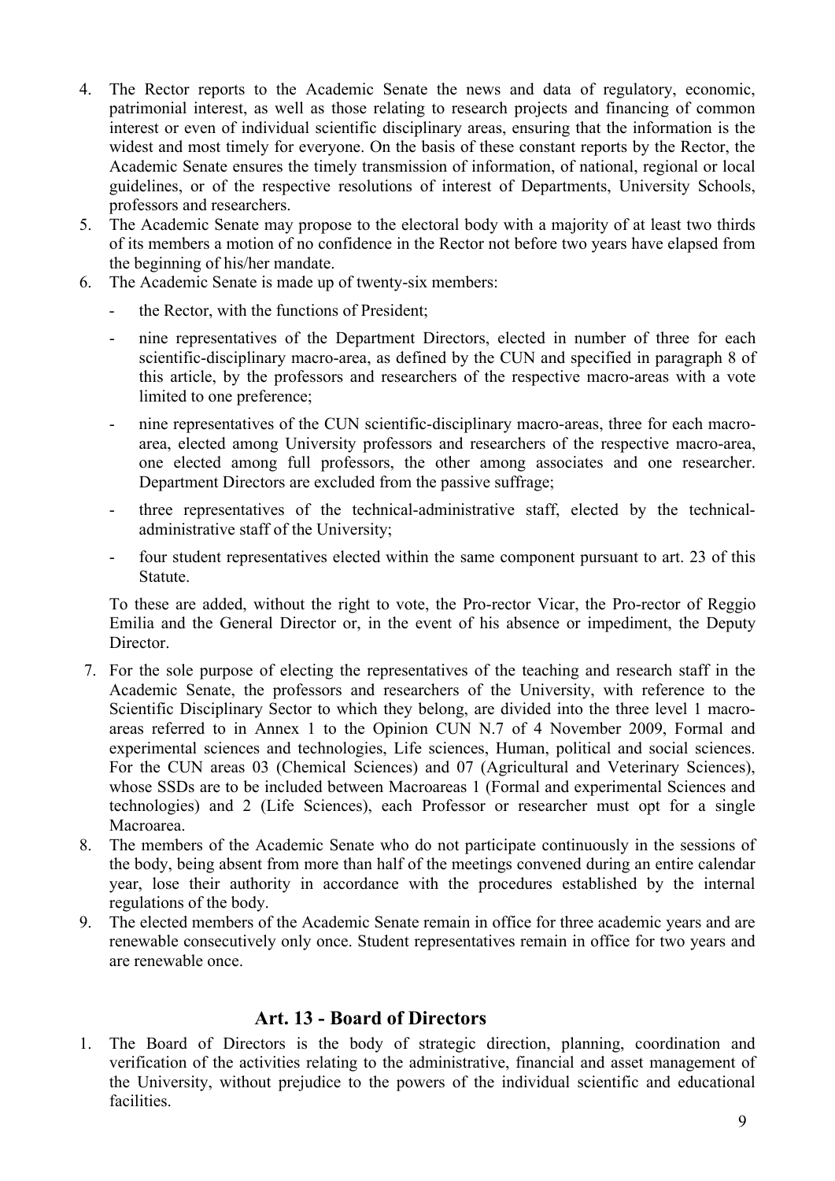4. The Rector reports to the Academic Senate the news and data of regulatory, economic, patrimonial interest, as well as those relating to research projects and financing of common interest or even of individual scientific disciplinary areas, ensuring that the information is the widest and most timely for everyone. On the basis of these constant reports by the Rector, the Academic Senate ensures the timely transmission of information, of national, regional or local guidelines, or of the respective resolutions of interest of Departments, University Schools, professors and researchers.
5. The Academic Senate may propose to the electoral body with a majority of at least two thirds of its members a motion of no confidence in the Rector not before two years have elapsed from the beginning of his/her mandate.
6. The Academic Senate is made up of twenty-six members:
   - the Rector, with the functions of President;
   - nine representatives of the Department Directors, elected in number of three for each scientific-disciplinary macro-area, as defined by the CUN and specified in paragraph 8 of this article, by the professors and researchers of the respective macro-areas with a vote limited to one preference;
   - nine representatives of the CUN scientific-disciplinary macro-areas, three for each macro-area, elected among University professors and researchers of the respective macro-area, one elected among full professors, the other among associates and one researcher. Department Directors are excluded from the passive suffrage;
   - three representatives of the technical-administrative staff, elected by the technical-administrative staff of the University;
   - four student representatives elected within the same component pursuant to art. 23 of this Statute.

   To these are added, without the right to vote, the Pro-rector Vicar, the Pro-rector of Reggio Emilia and the General Director or, in the event of his absence or impediment, the Deputy Director.
7. For the sole purpose of electing the representatives of the teaching and research staff in the Academic Senate, the professors and researchers of the University, with reference to the Scientific Disciplinary Sector to which they belong, are divided into the three level 1 macro-areas referred to in Annex 1 to the Opinion CUN N.7 of 4 November 2009, Formal and experimental sciences and technologies, Life sciences, Human, political and social sciences. For the CUN areas 03 (Chemical Sciences) and 07 (Agricultural and Veterinary Sciences), whose SSDs are to be included between Macroareas 1 (Formal and experimental Sciences and technologies) and 2 (Life Sciences), each Professor or researcher must opt for a single Macroarea.
8. The members of the Academic Senate who do not participate continuously in the sessions of the body, being absent from more than half of the meetings convened during an entire calendar year, lose their authority in accordance with the procedures established by the internal regulations of the body.
9. The elected members of the Academic Senate remain in office for three academic years and are renewable consecutively only once. Student representatives remain in office for two years and are renewable once.

## Art. 13 - Board of Directors

1. The Board of Directors is the body of strategic direction, planning, coordination and verification of the activities relating to the administrative, financial and asset management of the University, without prejudice to the powers of the individual scientific and educational facilities.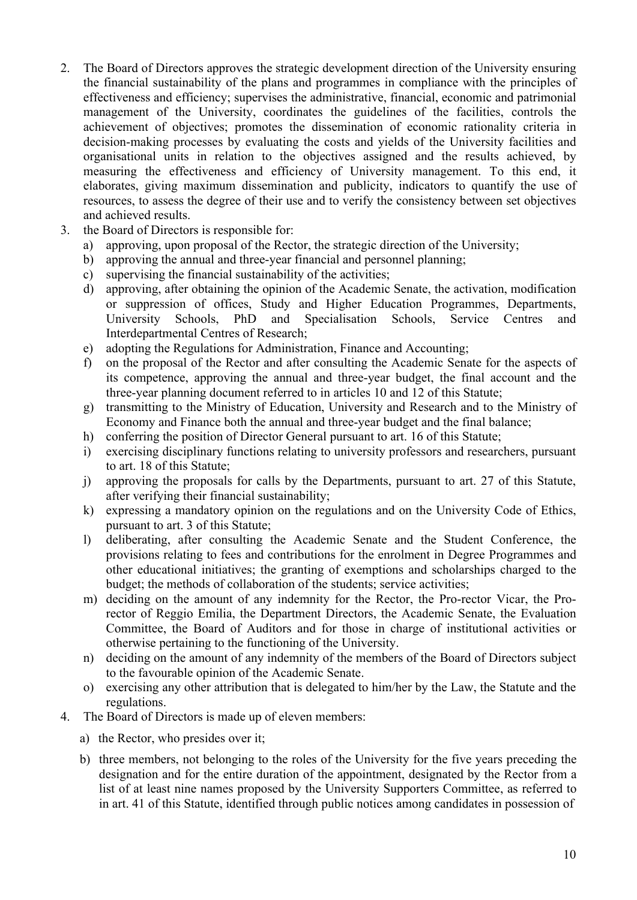2. The Board of Directors approves the strategic development direction of the University ensuring the financial sustainability of the plans and programmes in compliance with the principles of effectiveness and efficiency; supervises the administrative, financial, economic and patrimonial management of the University, coordinates the guidelines of the facilities, controls the achievement of objectives; promotes the dissemination of economic rationality criteria in decision-making processes by evaluating the costs and yields of the University facilities and organisational units in relation to the objectives assigned and the results achieved, by measuring the effectiveness and efficiency of University management. To this end, it elaborates, giving maximum dissemination and publicity, indicators to quantify the use of resources, to assess the degree of their use and to verify the consistency between set objectives and achieved results.
3. the Board of Directors is responsible for:
   a) approving, upon proposal of the Rector, the strategic direction of the University;
   b) approving the annual and three-year financial and personnel planning;
   c) supervising the financial sustainability of the activities;
   d) approving, after obtaining the opinion of the Academic Senate, the activation, modification or suppression of offices, Study and Higher Education Programmes, Departments, University Schools, PhD and Specialisation Schools, Service Centres and Interdepartmental Centres of Research;
   e) adopting the Regulations for Administration, Finance and Accounting;
   f) on the proposal of the Rector and after consulting the Academic Senate for the aspects of its competence, approving the annual and three-year budget, the final account and the three-year planning document referred to in articles 10 and 12 of this Statute;
   g) transmitting to the Ministry of Education, University and Research and to the Ministry of Economy and Finance both the annual and three-year budget and the final balance;
   h) conferring the position of Director General pursuant to art. 16 of this Statute;
   i) exercising disciplinary functions relating to university professors and researchers, pursuant to art. 18 of this Statute;
   j) approving the proposals for calls by the Departments, pursuant to art. 27 of this Statute, after verifying their financial sustainability;
   k) expressing a mandatory opinion on the regulations and on the University Code of Ethics, pursuant to art. 3 of this Statute;
   l) deliberating, after consulting the Academic Senate and the Student Conference, the provisions relating to fees and contributions for the enrolment in Degree Programmes and other educational initiatives; the granting of exemptions and scholarships charged to the budget; the methods of collaboration of the students; service activities;
   m) deciding on the amount of any indemnity for the Rector, the Pro-rector Vicar, the Pro-rector of Reggio Emilia, the Department Directors, the Academic Senate, the Evaluation Committee, the Board of Auditors and for those in charge of institutional activities or otherwise pertaining to the functioning of the University.
   n) deciding on the amount of any indemnity of the members of the Board of Directors subject to the favourable opinion of the Academic Senate.
   o) exercising any other attribution that is delegated to him/her by the Law, the Statute and the regulations.
4. The Board of Directors is made up of eleven members:
   a) the Rector, who presides over it;
   b) three members, not belonging to the roles of the University for the five years preceding the designation and for the entire duration of the appointment, designated by the Rector from a list of at least nine names proposed by the University Supporters Committee, as referred to in art. 41 of this Statute, identified through public notices among candidates in possession of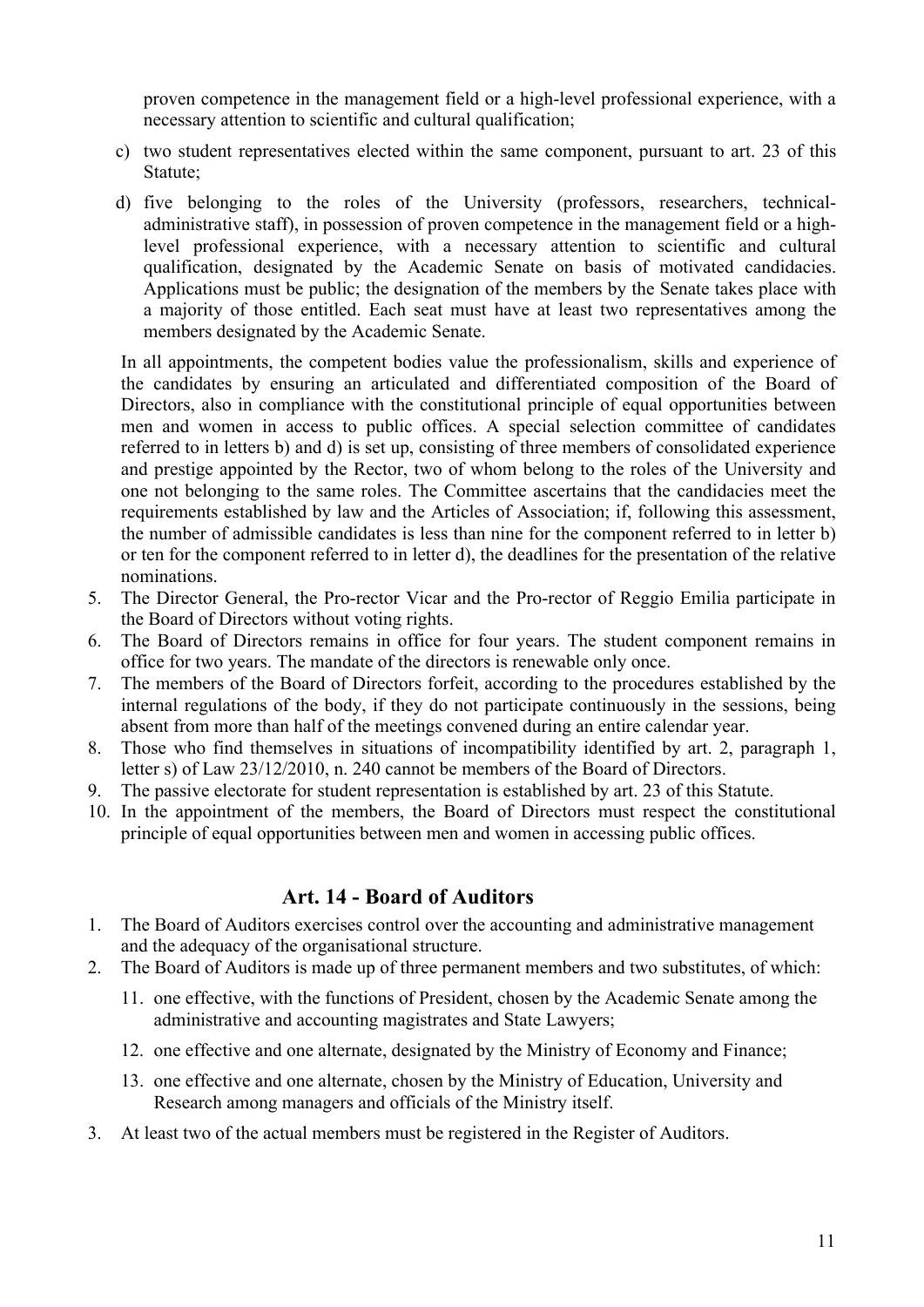proven competence in the management field or a high-level professional experience, with a necessary attention to scientific and cultural qualification;

c) two student representatives elected within the same component, pursuant to art. 23 of this Statute;

d) five belonging to the roles of the University (professors, researchers, technical-administrative staff), in possession of proven competence in the management field or a high-level professional experience, with a necessary attention to scientific and cultural qualification, designated by the Academic Senate on basis of motivated candidacies. Applications must be public; the designation of the members by the Senate takes place with a majority of those entitled. Each seat must have at least two representatives among the members designated by the Academic Senate.

In all appointments, the competent bodies value the professionalism, skills and experience of the candidates by ensuring an articulated and differentiated composition of the Board of Directors, also in compliance with the constitutional principle of equal opportunities between men and women in access to public offices. A special selection committee of candidates referred to in letters b) and d) is set up, consisting of three members of consolidated experience and prestige appointed by the Rector, two of whom belong to the roles of the University and one not belonging to the same roles. The Committee ascertains that the candidacies meet the requirements established by law and the Articles of Association; if, following this assessment, the number of admissible candidates is less than nine for the component referred to in letter b) or ten for the component referred to in letter d), the deadlines for the presentation of the relative nominations.

5. The Director General, the Pro-rector Vicar and the Pro-rector of Reggio Emilia participate in the Board of Directors without voting rights.
6. The Board of Directors remains in office for four years. The student component remains in office for two years. The mandate of the directors is renewable only once.
7. The members of the Board of Directors forfeit, according to the procedures established by the internal regulations of the body, if they do not participate continuously in the sessions, being absent from more than half of the meetings convened during an entire calendar year.
8. Those who find themselves in situations of incompatibility identified by art. 2, paragraph 1, letter s) of Law 23/12/2010, n. 240 cannot be members of the Board of Directors.
9. The passive electorate for student representation is established by art. 23 of this Statute.
10. In the appointment of the members, the Board of Directors must respect the constitutional principle of equal opportunities between men and women in accessing public offices.

## Art. 14 - Board of Auditors

1. The Board of Auditors exercises control over the accounting and administrative management and the adequacy of the organisational structure.
2. The Board of Auditors is made up of three permanent members and two substitutes, of which:

   11. one effective, with the functions of President, chosen by the Academic Senate among the administrative and accounting magistrates and State Lawyers;
   12. one effective and one alternate, designated by the Ministry of Economy and Finance;
   13. one effective and one alternate, chosen by the Ministry of Education, University and Research among managers and officials of the Ministry itself.

3. At least two of the actual members must be registered in the Register of Auditors.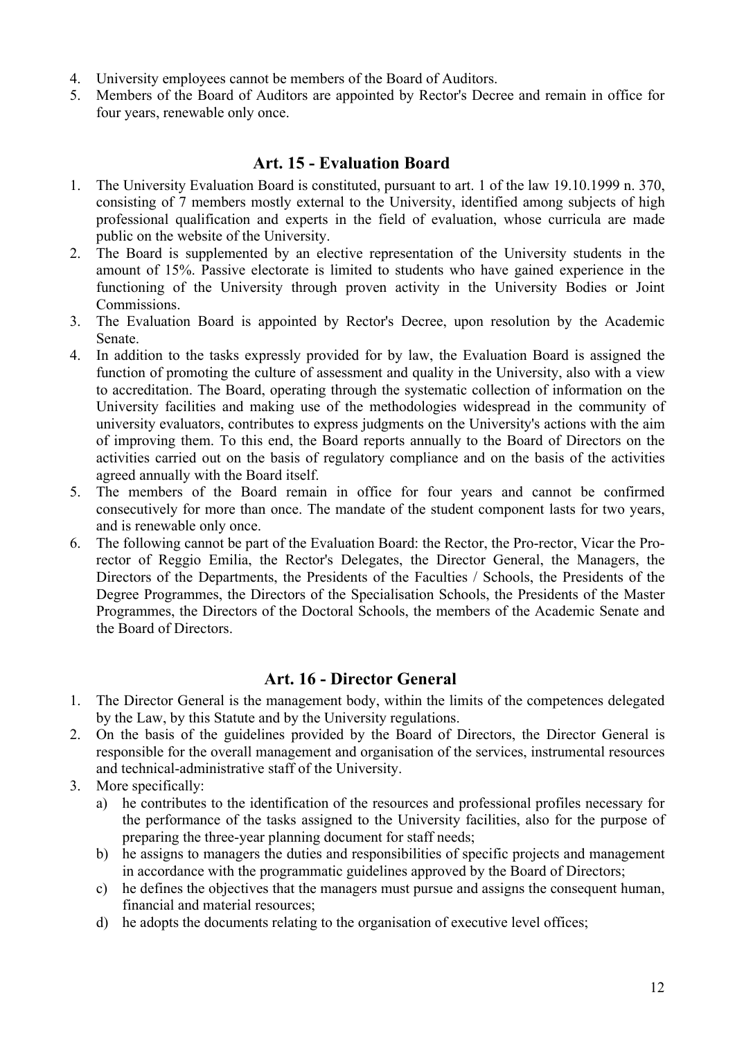4. University employees cannot be members of the Board of Auditors.
5. Members of the Board of Auditors are appointed by Rector's Decree and remain in office for four years, renewable only once.

## Art. 15 - Evaluation Board

1. The University Evaluation Board is constituted, pursuant to art. 1 of the law 19.10.1999 n. 370, consisting of 7 members mostly external to the University, identified among subjects of high professional qualification and experts in the field of evaluation, whose curricula are made public on the website of the University.
2. The Board is supplemented by an elective representation of the University students in the amount of 15%. Passive electorate is limited to students who have gained experience in the functioning of the University through proven activity in the University Bodies or Joint Commissions.
3. The Evaluation Board is appointed by Rector's Decree, upon resolution by the Academic Senate.
4. In addition to the tasks expressly provided for by law, the Evaluation Board is assigned the function of promoting the culture of assessment and quality in the University, also with a view to accreditation. The Board, operating through the systematic collection of information on the University facilities and making use of the methodologies widespread in the community of university evaluators, contributes to express judgments on the University's actions with the aim of improving them. To this end, the Board reports annually to the Board of Directors on the activities carried out on the basis of regulatory compliance and on the basis of the activities agreed annually with the Board itself.
5. The members of the Board remain in office for four years and cannot be confirmed consecutively for more than once. The mandate of the student component lasts for two years, and is renewable only once.
6. The following cannot be part of the Evaluation Board: the Rector, the Pro-rector, Vicar the Pro-rector of Reggio Emilia, the Rector's Delegates, the Director General, the Managers, the Directors of the Departments, the Presidents of the Faculties / Schools, the Presidents of the Degree Programmes, the Directors of the Specialisation Schools, the Presidents of the Master Programmes, the Directors of the Doctoral Schools, the members of the Academic Senate and the Board of Directors.

## Art. 16 - Director General

1. The Director General is the management body, within the limits of the competences delegated by the Law, by this Statute and by the University regulations.
2. On the basis of the guidelines provided by the Board of Directors, the Director General is responsible for the overall management and organisation of the services, instrumental resources and technical-administrative staff of the University.
3. More specifically:
   a) he contributes to the identification of the resources and professional profiles necessary for the performance of the tasks assigned to the University facilities, also for the purpose of preparing the three-year planning document for staff needs;
   b) he assigns to managers the duties and responsibilities of specific projects and management in accordance with the programmatic guidelines approved by the Board of Directors;
   c) he defines the objectives that the managers must pursue and assigns the consequent human, financial and material resources;
   d) he adopts the documents relating to the organisation of executive level offices;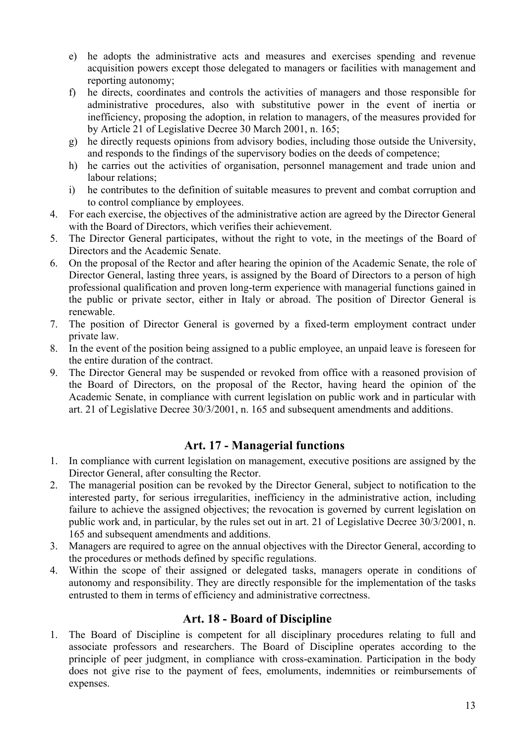e) he adopts the administrative acts and measures and exercises spending and revenue acquisition powers except those delegated to managers or facilities with management and reporting autonomy;
f) he directs, coordinates and controls the activities of managers and those responsible for administrative procedures, also with substitutive power in the event of inertia or inefficiency, proposing the adoption, in relation to managers, of the measures provided for by Article 21 of Legislative Decree 30 March 2001, n. 165;
g) he directly requests opinions from advisory bodies, including those outside the University, and responds to the findings of the supervisory bodies on the deeds of competence;
h) he carries out the activities of organisation, personnel management and trade union and labour relations;
i) he contributes to the definition of suitable measures to prevent and combat corruption and to control compliance by employees.

4. For each exercise, the objectives of the administrative action are agreed by the Director General with the Board of Directors, which verifies their achievement.
5. The Director General participates, without the right to vote, in the meetings of the Board of Directors and the Academic Senate.
6. On the proposal of the Rector and after hearing the opinion of the Academic Senate, the role of Director General, lasting three years, is assigned by the Board of Directors to a person of high professional qualification and proven long-term experience with managerial functions gained in the public or private sector, either in Italy or abroad. The position of Director General is renewable.
7. The position of Director General is governed by a fixed-term employment contract under private law.
8. In the event of the position being assigned to a public employee, an unpaid leave is foreseen for the entire duration of the contract.
9. The Director General may be suspended or revoked from office with a reasoned provision of the Board of Directors, on the proposal of the Rector, having heard the opinion of the Academic Senate, in compliance with current legislation on public work and in particular with art. 21 of Legislative Decree 30/3/2001, n. 165 and subsequent amendments and additions.

## Art. 17 - Managerial functions

1. In compliance with current legislation on management, executive positions are assigned by the Director General, after consulting the Rector.
2. The managerial position can be revoked by the Director General, subject to notification to the interested party, for serious irregularities, inefficiency in the administrative action, including failure to achieve the assigned objectives; the revocation is governed by current legislation on public work and, in particular, by the rules set out in art. 21 of Legislative Decree 30/3/2001, n. 165 and subsequent amendments and additions.
3. Managers are required to agree on the annual objectives with the Director General, according to the procedures or methods defined by specific regulations.
4. Within the scope of their assigned or delegated tasks, managers operate in conditions of autonomy and responsibility. They are directly responsible for the implementation of the tasks entrusted to them in terms of efficiency and administrative correctness.

## Art. 18 - Board of Discipline

1. The Board of Discipline is competent for all disciplinary procedures relating to full and associate professors and researchers. The Board of Discipline operates according to the principle of peer judgment, in compliance with cross-examination. Participation in the body does not give rise to the payment of fees, emoluments, indemnities or reimbursements of expenses.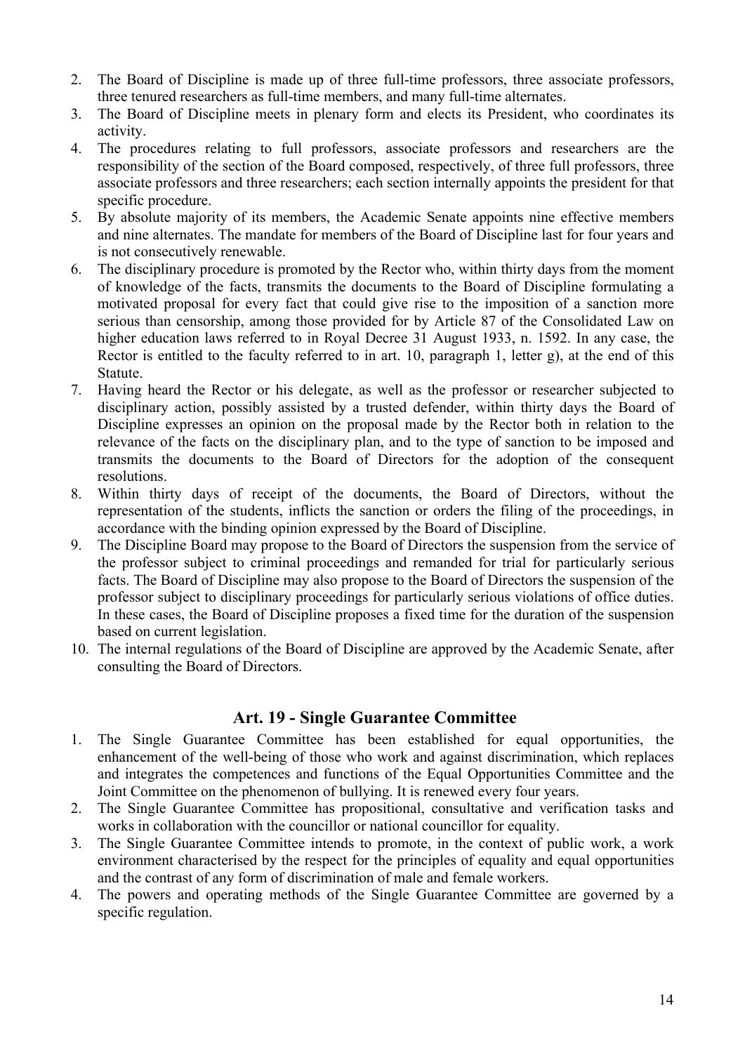2. The Board of Discipline is made up of three full-time professors, three associate professors, three tenured researchers as full-time members, and many full-time alternates.
3. The Board of Discipline meets in plenary form and elects its President, who coordinates its activity.
4. The procedures relating to full professors, associate professors and researchers are the responsibility of the section of the Board composed, respectively, of three full professors, three associate professors and three researchers; each section internally appoints the president for that specific procedure.
5. By absolute majority of its members, the Academic Senate appoints nine effective members and nine alternates. The mandate for members of the Board of Discipline last for four years and is not consecutively renewable.
6. The disciplinary procedure is promoted by the Rector who, within thirty days from the moment of knowledge of the facts, transmits the documents to the Board of Discipline formulating a motivated proposal for every fact that could give rise to the imposition of a sanction more serious than censorship, among those provided for by Article 87 of the Consolidated Law on higher education laws referred to in Royal Decree 31 August 1933, n. 1592. In any case, the Rector is entitled to the faculty referred to in art. 10, paragraph 1, letter g), at the end of this Statute.
7. Having heard the Rector or his delegate, as well as the professor or researcher subjected to disciplinary action, possibly assisted by a trusted defender, within thirty days the Board of Discipline expresses an opinion on the proposal made by the Rector both in relation to the relevance of the facts on the disciplinary plan, and to the type of sanction to be imposed and transmits the documents to the Board of Directors for the adoption of the consequent resolutions.
8. Within thirty days of receipt of the documents, the Board of Directors, without the representation of the students, inflicts the sanction or orders the filing of the proceedings, in accordance with the binding opinion expressed by the Board of Discipline.
9. The Discipline Board may propose to the Board of Directors the suspension from the service of the professor subject to criminal proceedings and remanded for trial for particularly serious facts. The Board of Discipline may also propose to the Board of Directors the suspension of the professor subject to disciplinary proceedings for particularly serious violations of office duties. In these cases, the Board of Discipline proposes a fixed time for the duration of the suspension based on current legislation.
10. The internal regulations of the Board of Discipline are approved by the Academic Senate, after consulting the Board of Directors.

## Art. 19 - Single Guarantee Committee

1. The Single Guarantee Committee has been established for equal opportunities, the enhancement of the well-being of those who work and against discrimination, which replaces and integrates the competences and functions of the Equal Opportunities Committee and the Joint Committee on the phenomenon of bullying. It is renewed every four years.
2. The Single Guarantee Committee has propositional, consultative and verification tasks and works in collaboration with the councillor or national councillor for equality.
3. The Single Guarantee Committee intends to promote, in the context of public work, a work environment characterised by the respect for the principles of equality and equal opportunities and the contrast of any form of discrimination of male and female workers.
4. The powers and operating methods of the Single Guarantee Committee are governed by a specific regulation.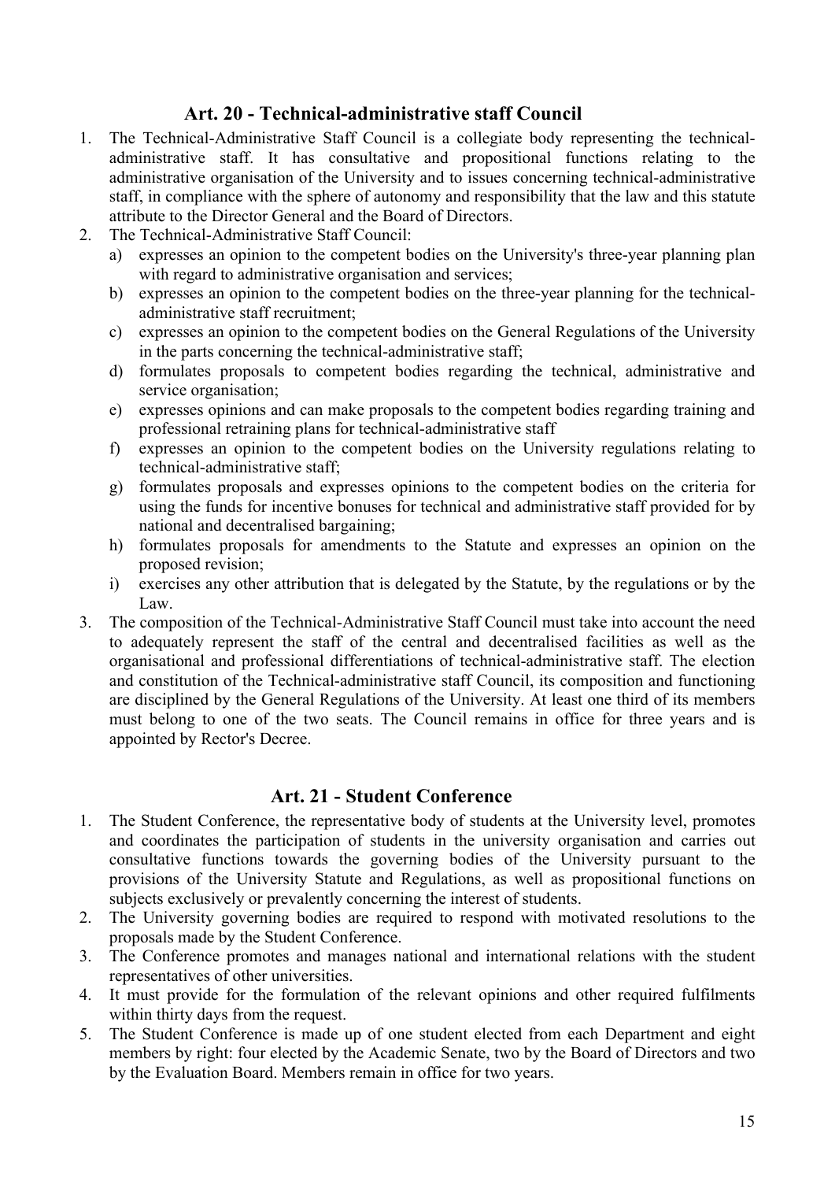## Art. 20 - Technical-administrative staff Council

1. The Technical-Administrative Staff Council is a collegiate body representing the technical-administrative staff. It has consultative and propositional functions relating to the administrative organisation of the University and to issues concerning technical-administrative staff, in compliance with the sphere of autonomy and responsibility that the law and this statute attribute to the Director General and the Board of Directors.
2. The Technical-Administrative Staff Council:
   a) expresses an opinion to the competent bodies on the University's three-year planning plan with regard to administrative organisation and services;
   b) expresses an opinion to the competent bodies on the three-year planning for the technical-administrative staff recruitment;
   c) expresses an opinion to the competent bodies on the General Regulations of the University in the parts concerning the technical-administrative staff;
   d) formulates proposals to competent bodies regarding the technical, administrative and service organisation;
   e) expresses opinions and can make proposals to the competent bodies regarding training and professional retraining plans for technical-administrative staff
   f) expresses an opinion to the competent bodies on the University regulations relating to technical-administrative staff;
   g) formulates proposals and expresses opinions to the competent bodies on the criteria for using the funds for incentive bonuses for technical and administrative staff provided for by national and decentralised bargaining;
   h) formulates proposals for amendments to the Statute and expresses an opinion on the proposed revision;
   i) exercises any other attribution that is delegated by the Statute, by the regulations or by the Law.
3. The composition of the Technical-Administrative Staff Council must take into account the need to adequately represent the staff of the central and decentralised facilities as well as the organisational and professional differentiations of technical-administrative staff. The election and constitution of the Technical-administrative staff Council, its composition and functioning are disciplined by the General Regulations of the University. At least one third of its members must belong to one of the two seats. The Council remains in office for three years and is appointed by Rector's Decree.

## Art. 21 - Student Conference

1. The Student Conference, the representative body of students at the University level, promotes and coordinates the participation of students in the university organisation and carries out consultative functions towards the governing bodies of the University pursuant to the provisions of the University Statute and Regulations, as well as propositional functions on subjects exclusively or prevalently concerning the interest of students.
2. The University governing bodies are required to respond with motivated resolutions to the proposals made by the Student Conference.
3. The Conference promotes and manages national and international relations with the student representatives of other universities.
4. It must provide for the formulation of the relevant opinions and other required fulfilments within thirty days from the request.
5. The Student Conference is made up of one student elected from each Department and eight members by right: four elected by the Academic Senate, two by the Board of Directors and two by the Evaluation Board. Members remain in office for two years.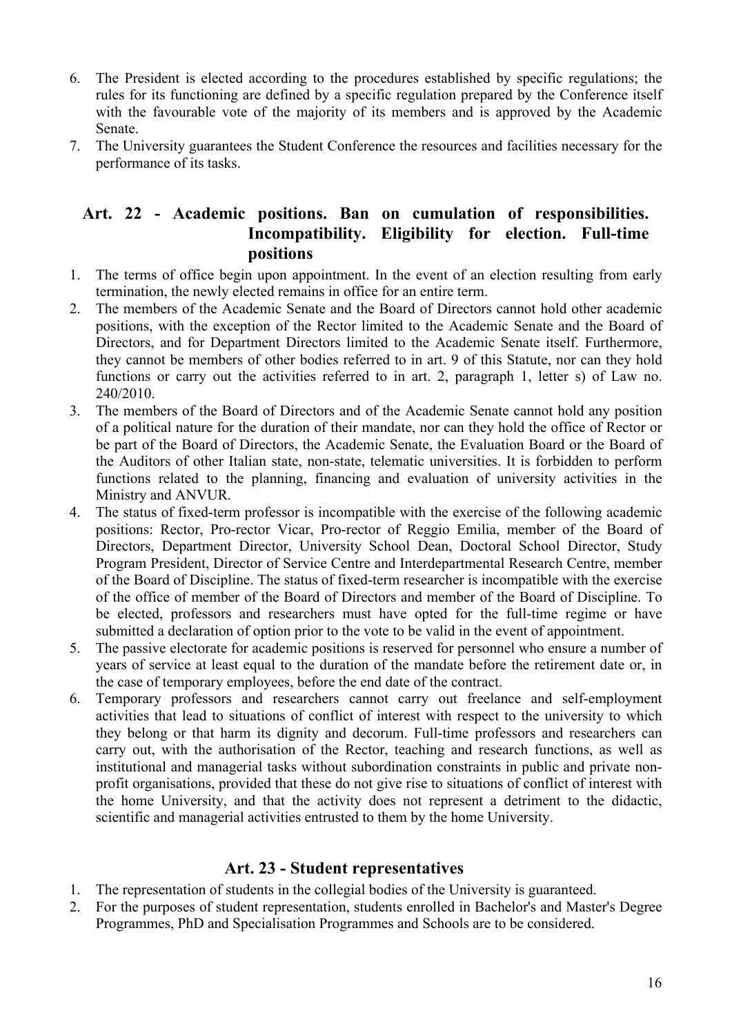6. The President is elected according to the procedures established by specific regulations; the rules for its functioning are defined by a specific regulation prepared by the Conference itself with the favourable vote of the majority of its members and is approved by the Academic Senate.
7. The University guarantees the Student Conference the resources and facilities necessary for the performance of its tasks.

## Art. 22 - Academic positions. Ban on cumulation of responsibilities. Incompatibility. Eligibility for election. Full-time positions

1. The terms of office begin upon appointment. In the event of an election resulting from early termination, the newly elected remains in office for an entire term.
2. The members of the Academic Senate and the Board of Directors cannot hold other academic positions, with the exception of the Rector limited to the Academic Senate and the Board of Directors, and for Department Directors limited to the Academic Senate itself. Furthermore, they cannot be members of other bodies referred to in art. 9 of this Statute, nor can they hold functions or carry out the activities referred to in art. 2, paragraph 1, letter s) of Law no. 240/2010.
3. The members of the Board of Directors and of the Academic Senate cannot hold any position of a political nature for the duration of their mandate, nor can they hold the office of Rector or be part of the Board of Directors, the Academic Senate, the Evaluation Board or the Board of the Auditors of other Italian state, non-state, telematic universities. It is forbidden to perform functions related to the planning, financing and evaluation of university activities in the Ministry and ANVUR.
4. The status of fixed-term professor is incompatible with the exercise of the following academic positions: Rector, Pro-rector Vicar, Pro-rector of Reggio Emilia, member of the Board of Directors, Department Director, University School Dean, Doctoral School Director, Study Program President, Director of Service Centre and Interdepartmental Research Centre, member of the Board of Discipline. The status of fixed-term researcher is incompatible with the exercise of the office of member of the Board of Directors and member of the Board of Discipline. To be elected, professors and researchers must have opted for the full-time regime or have submitted a declaration of option prior to the vote to be valid in the event of appointment.
5. The passive electorate for academic positions is reserved for personnel who ensure a number of years of service at least equal to the duration of the mandate before the retirement date or, in the case of temporary employees, before the end date of the contract.
6. Temporary professors and researchers cannot carry out freelance and self-employment activities that lead to situations of conflict of interest with respect to the university to which they belong or that harm its dignity and decorum. Full-time professors and researchers can carry out, with the authorisation of the Rector, teaching and research functions, as well as institutional and managerial tasks without subordination constraints in public and private non-profit organisations, provided that these do not give rise to situations of conflict of interest with the home University, and that the activity does not represent a detriment to the didactic, scientific and managerial activities entrusted to them by the home University.

## Art. 23 - Student representatives

1. The representation of students in the collegial bodies of the University is guaranteed.
2. For the purposes of student representation, students enrolled in Bachelor's and Master's Degree Programmes, PhD and Specialisation Programmes and Schools are to be considered.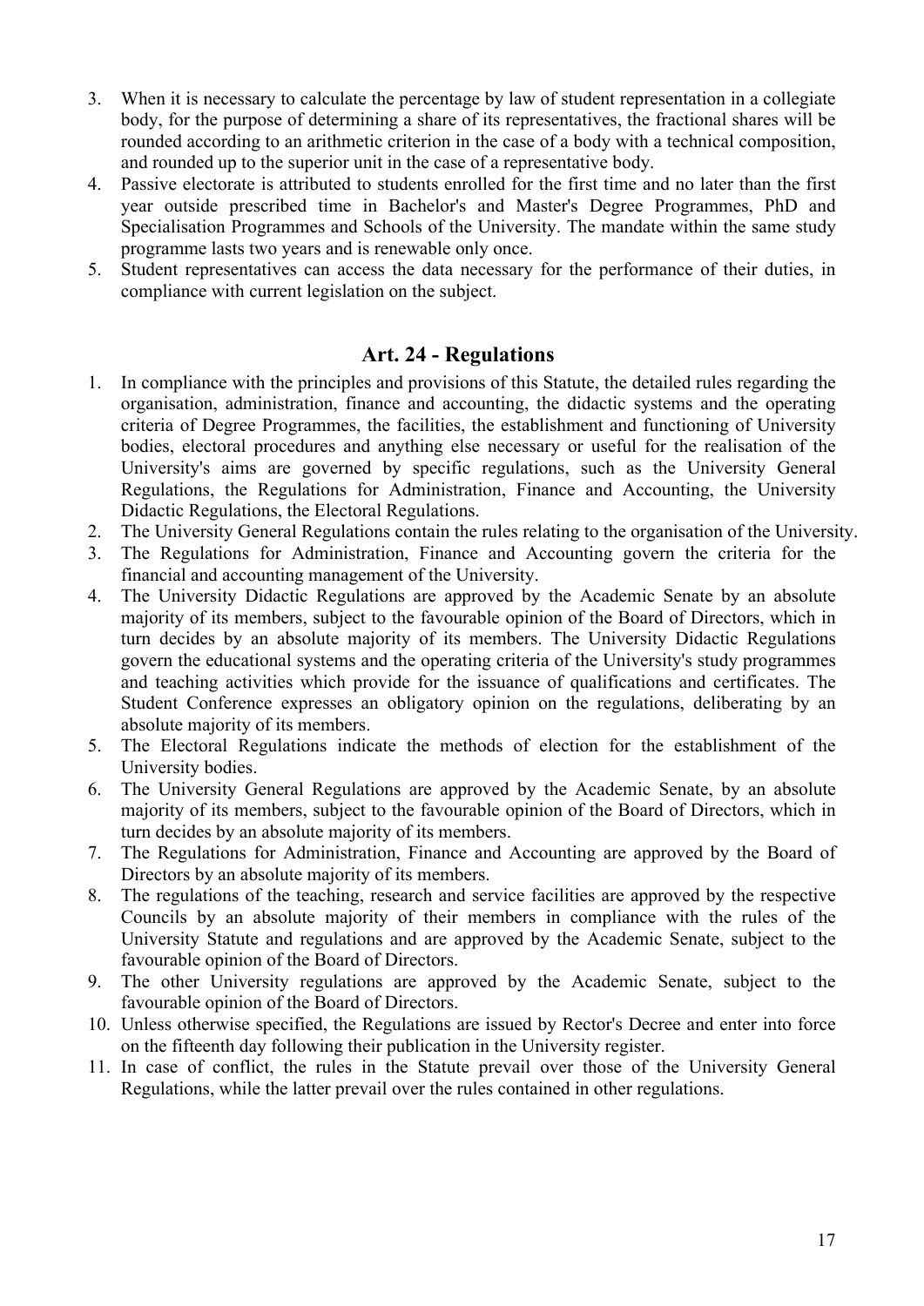3. When it is necessary to calculate the percentage by law of student representation in a collegiate body, for the purpose of determining a share of its representatives, the fractional shares will be rounded according to an arithmetic criterion in the case of a body with a technical composition, and rounded up to the superior unit in the case of a representative body.
4. Passive electorate is attributed to students enrolled for the first time and no later than the first year outside prescribed time in Bachelor's and Master's Degree Programmes, PhD and Specialisation Programmes and Schools of the University. The mandate within the same study programme lasts two years and is renewable only once.
5. Student representatives can access the data necessary for the performance of their duties, in compliance with current legislation on the subject.

## Art. 24 - Regulations

1. In compliance with the principles and provisions of this Statute, the detailed rules regarding the organisation, administration, finance and accounting, the didactic systems and the operating criteria of Degree Programmes, the facilities, the establishment and functioning of University bodies, electoral procedures and anything else necessary or useful for the realisation of the University's aims are governed by specific regulations, such as the University General Regulations, the Regulations for Administration, Finance and Accounting, the University Didactic Regulations, the Electoral Regulations.
2. The University General Regulations contain the rules relating to the organisation of the University.
3. The Regulations for Administration, Finance and Accounting govern the criteria for the financial and accounting management of the University.
4. The University Didactic Regulations are approved by the Academic Senate by an absolute majority of its members, subject to the favourable opinion of the Board of Directors, which in turn decides by an absolute majority of its members. The University Didactic Regulations govern the educational systems and the operating criteria of the University's study programmes and teaching activities which provide for the issuance of qualifications and certificates. The Student Conference expresses an obligatory opinion on the regulations, deliberating by an absolute majority of its members.
5. The Electoral Regulations indicate the methods of election for the establishment of the University bodies.
6. The University General Regulations are approved by the Academic Senate, by an absolute majority of its members, subject to the favourable opinion of the Board of Directors, which in turn decides by an absolute majority of its members.
7. The Regulations for Administration, Finance and Accounting are approved by the Board of Directors by an absolute majority of its members.
8. The regulations of the teaching, research and service facilities are approved by the respective Councils by an absolute majority of their members in compliance with the rules of the University Statute and regulations and are approved by the Academic Senate, subject to the favourable opinion of the Board of Directors.
9. The other University regulations are approved by the Academic Senate, subject to the favourable opinion of the Board of Directors.
10. Unless otherwise specified, the Regulations are issued by Rector's Decree and enter into force on the fifteenth day following their publication in the University register.
11. In case of conflict, the rules in the Statute prevail over those of the University General Regulations, while the latter prevail over the rules contained in other regulations.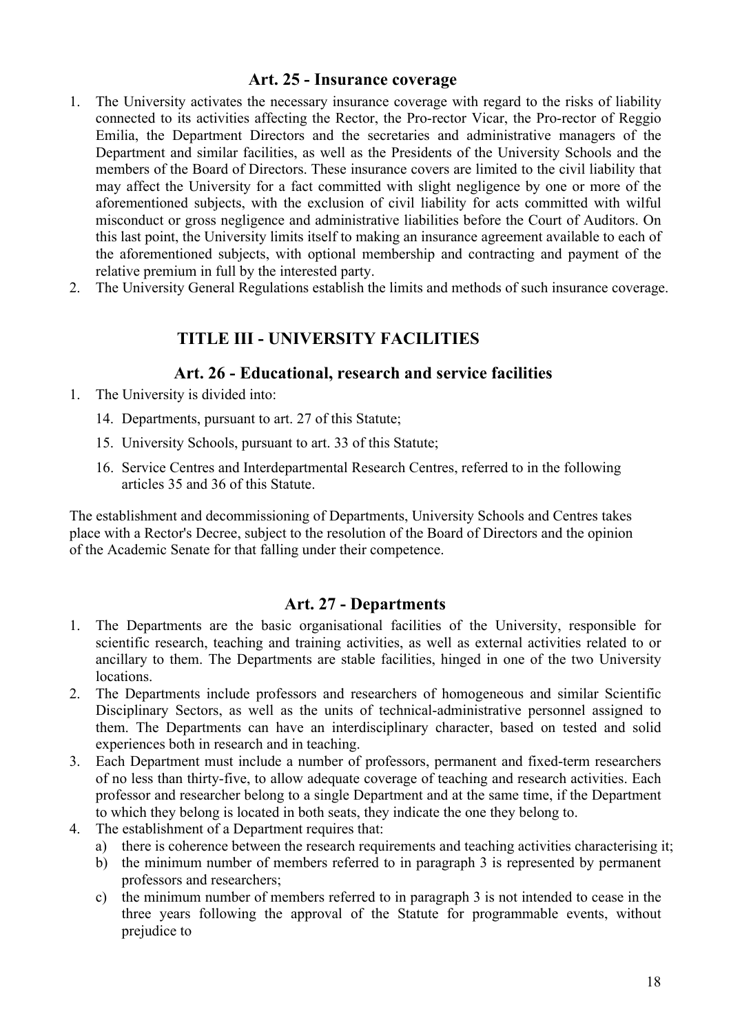### Art. 25 - Insurance coverage

1. The University activates the necessary insurance coverage with regard to the risks of liability connected to its activities affecting the Rector, the Pro-rector Vicar, the Pro-rector of Reggio Emilia, the Department Directors and the secretaries and administrative managers of the Department and similar facilities, as well as the Presidents of the University Schools and the members of the Board of Directors. These insurance covers are limited to the civil liability that may affect the University for a fact committed with slight negligence by one or more of the aforementioned subjects, with the exclusion of civil liability for acts committed with wilful misconduct or gross negligence and administrative liabilities before the Court of Auditors. On this last point, the University limits itself to making an insurance agreement available to each of the aforementioned subjects, with optional membership and contracting and payment of the relative premium in full by the interested party.
2. The University General Regulations establish the limits and methods of such insurance coverage.

## TITLE III - UNIVERSITY FACILITIES

### Art. 26 - Educational, research and service facilities

1. The University is divided into:

    14. Departments, pursuant to art. 27 of this Statute;
    15. University Schools, pursuant to art. 33 of this Statute;
    16. Service Centres and Interdepartmental Research Centres, referred to in the following articles 35 and 36 of this Statute.

The establishment and decommissioning of Departments, University Schools and Centres takes place with a Rector's Decree, subject to the resolution of the Board of Directors and the opinion of the Academic Senate for that falling under their competence.

### Art. 27 - Departments

1. The Departments are the basic organisational facilities of the University, responsible for scientific research, teaching and training activities, as well as external activities related to or ancillary to them. The Departments are stable facilities, hinged in one of the two University locations.
2. The Departments include professors and researchers of homogeneous and similar Scientific Disciplinary Sectors, as well as the units of technical-administrative personnel assigned to them. The Departments can have an interdisciplinary character, based on tested and solid experiences both in research and in teaching.
3. Each Department must include a number of professors, permanent and fixed-term researchers of no less than thirty-five, to allow adequate coverage of teaching and research activities. Each professor and researcher belong to a single Department and at the same time, if the Department to which they belong is located in both seats, they indicate the one they belong to.
4. The establishment of a Department requires that:
    a) there is coherence between the research requirements and teaching activities characterising it;
    b) the minimum number of members referred to in paragraph 3 is represented by permanent professors and researchers;
    c) the minimum number of members referred to in paragraph 3 is not intended to cease in the three years following the approval of the Statute for programmable events, without prejudice to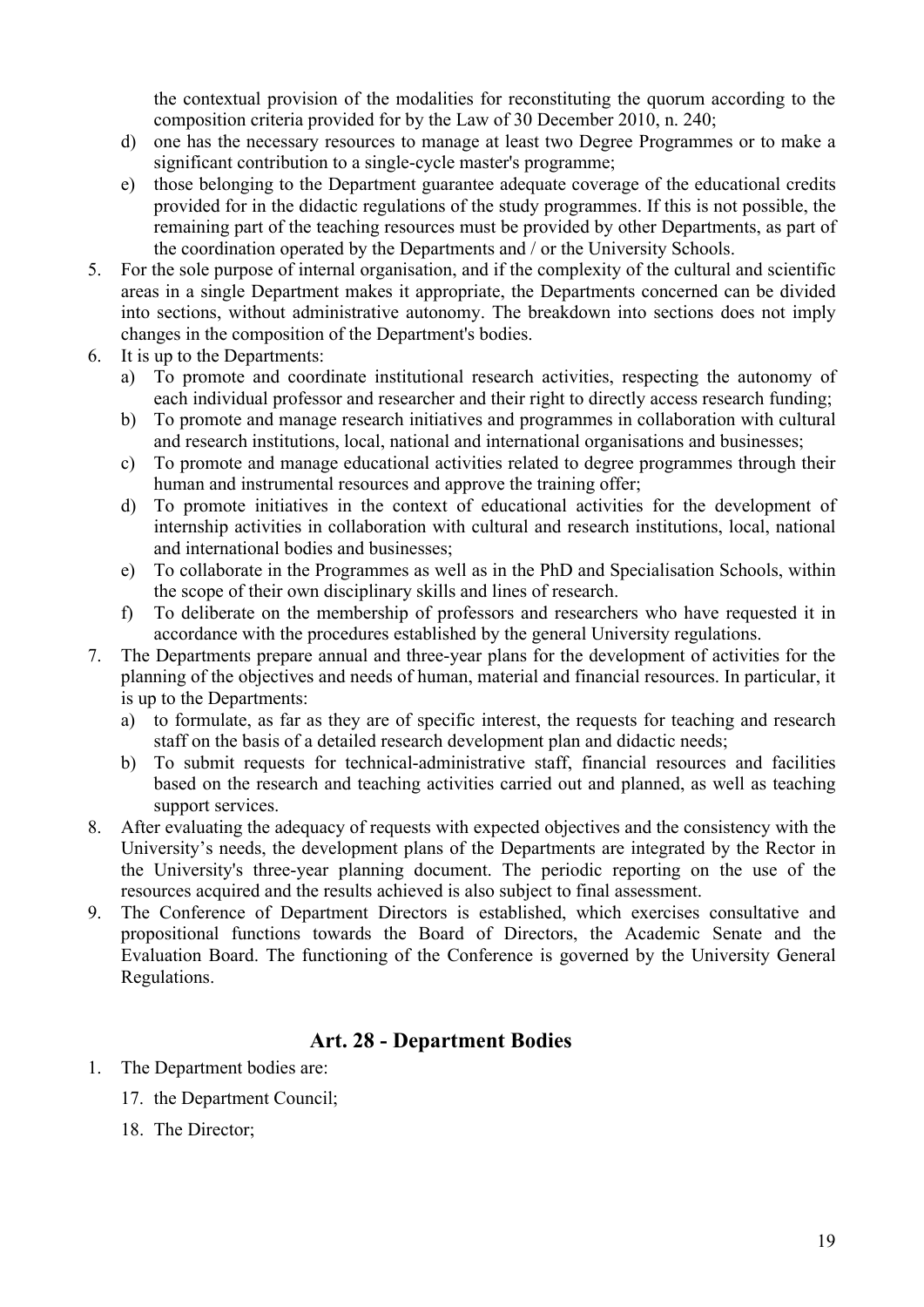the contextual provision of the modalities for reconstituting the quorum according to the composition criteria provided for by the Law of 30 December 2010, n. 240;

d) one has the necessary resources to manage at least two Degree Programmes or to make a significant contribution to a single-cycle master's programme;

e) those belonging to the Department guarantee adequate coverage of the educational credits provided for in the didactic regulations of the study programmes. If this is not possible, the remaining part of the teaching resources must be provided by other Departments, as part of the coordination operated by the Departments and / or the University Schools.

5. For the sole purpose of internal organisation, and if the complexity of the cultural and scientific areas in a single Department makes it appropriate, the Departments concerned can be divided into sections, without administrative autonomy. The breakdown into sections does not imply changes in the composition of the Department's bodies.
6. It is up to the Departments:
   a) To promote and coordinate institutional research activities, respecting the autonomy of each individual professor and researcher and their right to directly access research funding;
   b) To promote and manage research initiatives and programmes in collaboration with cultural and research institutions, local, national and international organisations and businesses;
   c) To promote and manage educational activities related to degree programmes through their human and instrumental resources and approve the training offer;
   d) To promote initiatives in the context of educational activities for the development of internship activities in collaboration with cultural and research institutions, local, national and international bodies and businesses;
   e) To collaborate in the Programmes as well as in the PhD and Specialisation Schools, within the scope of their own disciplinary skills and lines of research.
   f) To deliberate on the membership of professors and researchers who have requested it in accordance with the procedures established by the general University regulations.
7. The Departments prepare annual and three-year plans for the development of activities for the planning of the objectives and needs of human, material and financial resources. In particular, it is up to the Departments:
   a) to formulate, as far as they are of specific interest, the requests for teaching and research staff on the basis of a detailed research development plan and didactic needs;
   b) To submit requests for technical-administrative staff, financial resources and facilities based on the research and teaching activities carried out and planned, as well as teaching support services.
8. After evaluating the adequacy of requests with expected objectives and the consistency with the University's needs, the development plans of the Departments are integrated by the Rector in the University's three-year planning document. The periodic reporting on the use of the resources acquired and the results achieved is also subject to final assessment.
9. The Conference of Department Directors is established, which exercises consultative and propositional functions towards the Board of Directors, the Academic Senate and the Evaluation Board. The functioning of the Conference is governed by the University General Regulations.

## Art. 28 - Department Bodies

1. The Department bodies are:

   17. the Department Council;

   18. The Director;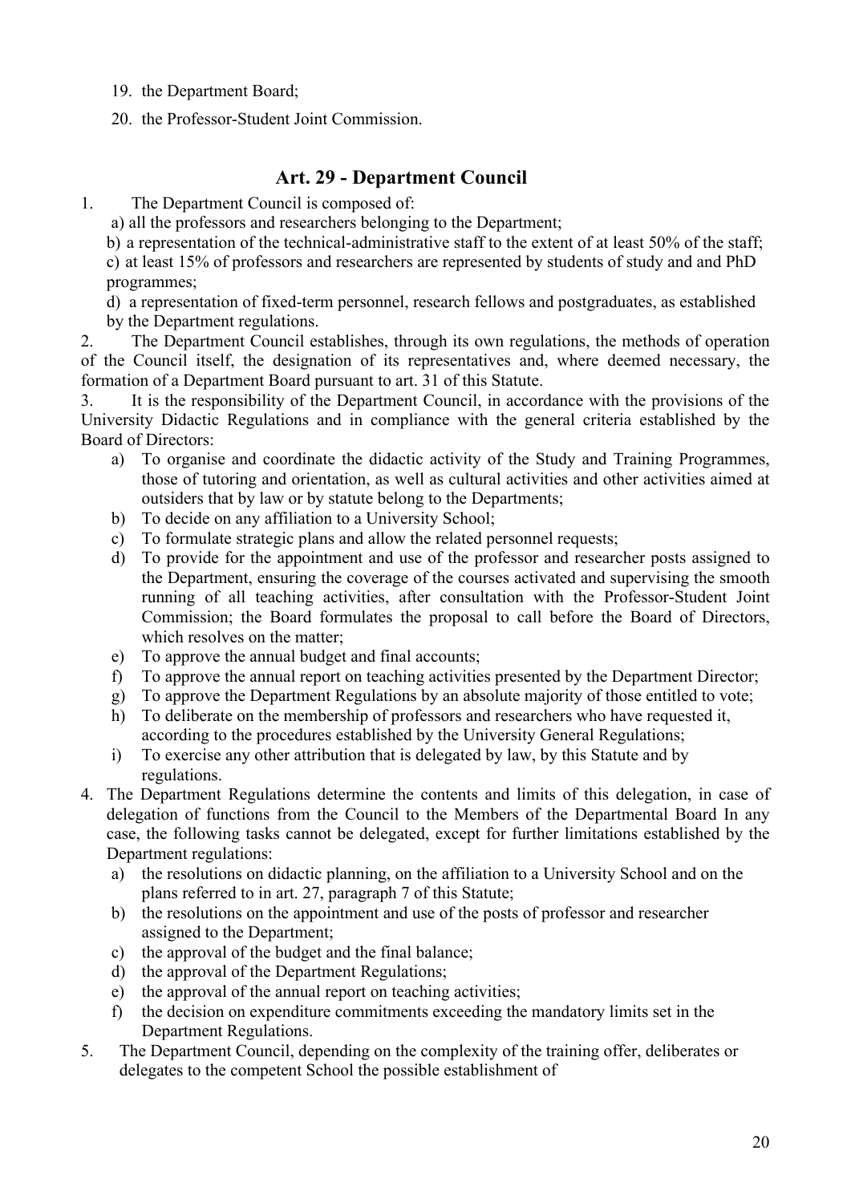19. the Department Board;
20. the Professor-Student Joint Commission.

## Art. 29 - Department Council

1. The Department Council is composed of:

   a) all the professors and researchers belonging to the Department;

   b) a representation of the technical-administrative staff to the extent of at least 50% of the staff;

   c) at least 15% of professors and researchers are represented by students of study and and PhD programmes;

   d) a representation of fixed-term personnel, research fellows and postgraduates, as established by the Department regulations.

2. The Department Council establishes, through its own regulations, the methods of operation of the Council itself, the designation of its representatives and, where deemed necessary, the formation of a Department Board pursuant to art. 31 of this Statute.

3. It is the responsibility of the Department Council, in accordance with the provisions of the University Didactic Regulations and in compliance with the general criteria established by the Board of Directors:

   a) To organise and coordinate the didactic activity of the Study and Training Programmes, those of tutoring and orientation, as well as cultural activities and other activities aimed at outsiders that by law or by statute belong to the Departments;
   b) To decide on any affiliation to a University School;
   c) To formulate strategic plans and allow the related personnel requests;
   d) To provide for the appointment and use of the professor and researcher posts assigned to the Department, ensuring the coverage of the courses activated and supervising the smooth running of all teaching activities, after consultation with the Professor-Student Joint Commission; the Board formulates the proposal to call before the Board of Directors, which resolves on the matter;
   e) To approve the annual budget and final accounts;
   f) To approve the annual report on teaching activities presented by the Department Director;
   g) To approve the Department Regulations by an absolute majority of those entitled to vote;
   h) To deliberate on the membership of professors and researchers who have requested it, according to the procedures established by the University General Regulations;
   i) To exercise any other attribution that is delegated by law, by this Statute and by regulations.

4. The Department Regulations determine the contents and limits of this delegation, in case of delegation of functions from the Council to the Members of the Departmental Board In any case, the following tasks cannot be delegated, except for further limitations established by the Department regulations:

   a) the resolutions on didactic planning, on the affiliation to a University School and on the plans referred to in art. 27, paragraph 7 of this Statute;
   b) the resolutions on the appointment and use of the posts of professor and researcher assigned to the Department;
   c) the approval of the budget and the final balance;
   d) the approval of the Department Regulations;
   e) the approval of the annual report on teaching activities;
   f) the decision on expenditure commitments exceeding the mandatory limits set in the Department Regulations.

5. The Department Council, depending on the complexity of the training offer, deliberates or delegates to the competent School the possible establishment of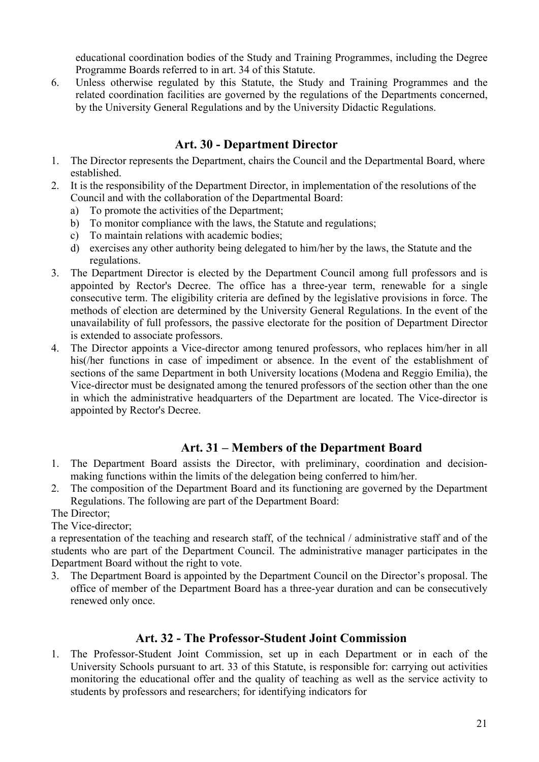educational coordination bodies of the Study and Training Programmes, including the Degree Programme Boards referred to in art. 34 of this Statute.

6. Unless otherwise regulated by this Statute, the Study and Training Programmes and the related coordination facilities are governed by the regulations of the Departments concerned, by the University General Regulations and by the University Didactic Regulations.

## Art. 30 - Department Director

1. The Director represents the Department, chairs the Council and the Departmental Board, where established.
2. It is the responsibility of the Department Director, in implementation of the resolutions of the Council and with the collaboration of the Departmental Board:
   a) To promote the activities of the Department;
   b) To monitor compliance with the laws, the Statute and regulations;
   c) To maintain relations with academic bodies;
   d) exercises any other authority being delegated to him/her by the laws, the Statute and the regulations.
3. The Department Director is elected by the Department Council among full professors and is appointed by Rector's Decree. The office has a three-year term, renewable for a single consecutive term. The eligibility criteria are defined by the legislative provisions in force. The methods of election are determined by the University General Regulations. In the event of the unavailability of full professors, the passive electorate for the position of Department Director is extended to associate professors.
4. The Director appoints a Vice-director among tenured professors, who replaces him/her in all his(/her functions in case of impediment or absence. In the event of the establishment of sections of the same Department in both University locations (Modena and Reggio Emilia), the Vice-director must be designated among the tenured professors of the section other than the one in which the administrative headquarters of the Department are located. The Vice-director is appointed by Rector's Decree.

## Art. 31 – Members of the Department Board

1. The Department Board assists the Director, with preliminary, coordination and decision-making functions within the limits of the delegation being conferred to him/her.
2. The composition of the Department Board and its functioning are governed by the Department Regulations. The following are part of the Department Board:

The Director;

The Vice-director;

a representation of the teaching and research staff, of the technical / administrative staff and of the students who are part of the Department Council. The administrative manager participates in the Department Board without the right to vote.

3. The Department Board is appointed by the Department Council on the Director's proposal. The office of member of the Department Board has a three-year duration and can be consecutively renewed only once.

## Art. 32 - The Professor-Student Joint Commission

1. The Professor-Student Joint Commission, set up in each Department or in each of the University Schools pursuant to art. 33 of this Statute, is responsible for: carrying out activities monitoring the educational offer and the quality of teaching as well as the service activity to students by professors and researchers; for identifying indicators for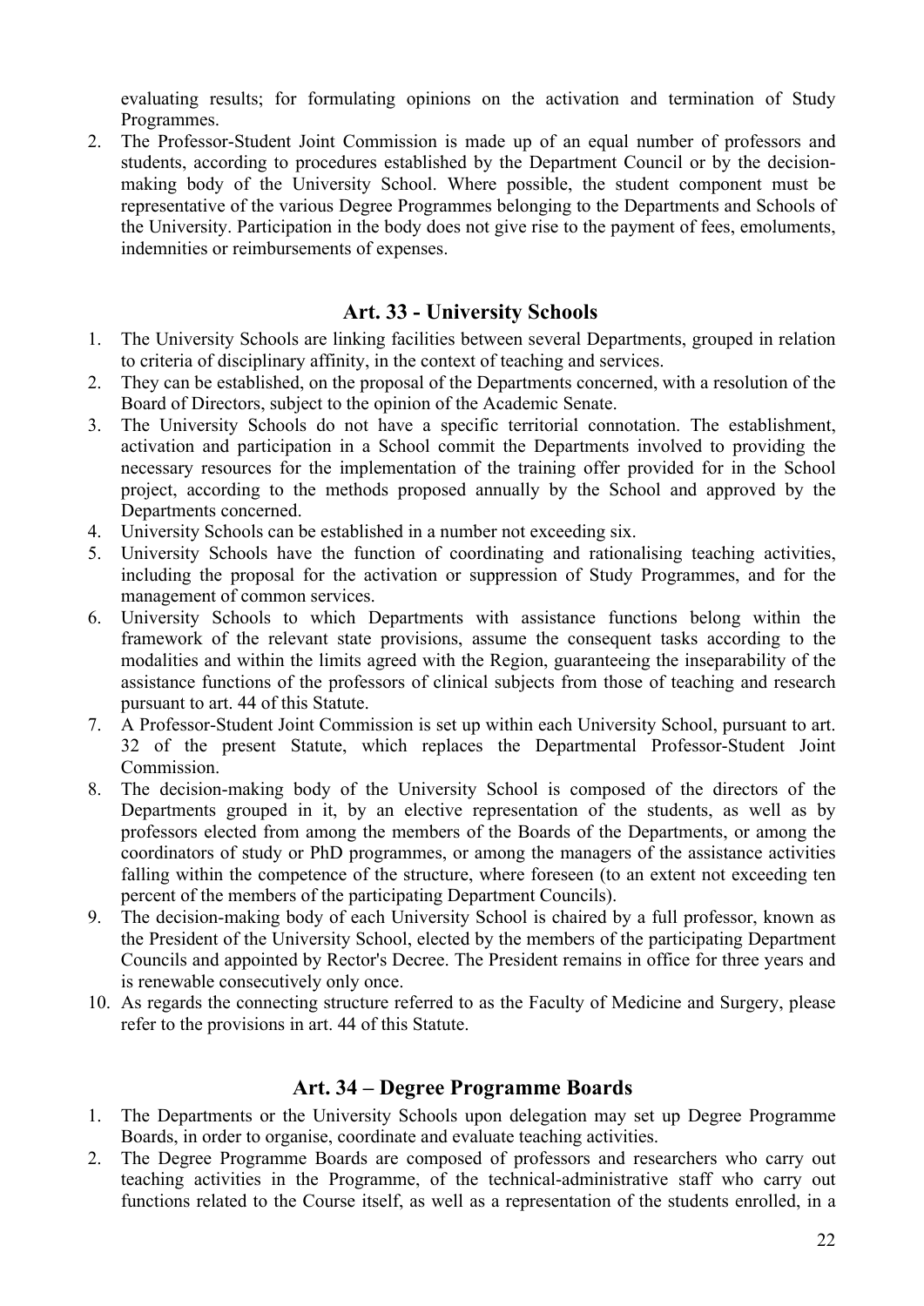evaluating results; for formulating opinions on the activation and termination of Study Programmes.

2. The Professor-Student Joint Commission is made up of an equal number of professors and students, according to procedures established by the Department Council or by the decision-making body of the University School. Where possible, the student component must be representative of the various Degree Programmes belonging to the Departments and Schools of the University. Participation in the body does not give rise to the payment of fees, emoluments, indemnities or reimbursements of expenses.

## Art. 33 - University Schools

1. The University Schools are linking facilities between several Departments, grouped in relation to criteria of disciplinary affinity, in the context of teaching and services.
2. They can be established, on the proposal of the Departments concerned, with a resolution of the Board of Directors, subject to the opinion of the Academic Senate.
3. The University Schools do not have a specific territorial connotation. The establishment, activation and participation in a School commit the Departments involved to providing the necessary resources for the implementation of the training offer provided for in the School project, according to the methods proposed annually by the School and approved by the Departments concerned.
4. University Schools can be established in a number not exceeding six.
5. University Schools have the function of coordinating and rationalising teaching activities, including the proposal for the activation or suppression of Study Programmes, and for the management of common services.
6. University Schools to which Departments with assistance functions belong within the framework of the relevant state provisions, assume the consequent tasks according to the modalities and within the limits agreed with the Region, guaranteeing the inseparability of the assistance functions of the professors of clinical subjects from those of teaching and research pursuant to art. 44 of this Statute.
7. A Professor-Student Joint Commission is set up within each University School, pursuant to art. 32 of the present Statute, which replaces the Departmental Professor-Student Joint Commission.
8. The decision-making body of the University School is composed of the directors of the Departments grouped in it, by an elective representation of the students, as well as by professors elected from among the members of the Boards of the Departments, or among the coordinators of study or PhD programmes, or among the managers of the assistance activities falling within the competence of the structure, where foreseen (to an extent not exceeding ten percent of the members of the participating Department Councils).
9. The decision-making body of each University School is chaired by a full professor, known as the President of the University School, elected by the members of the participating Department Councils and appointed by Rector's Decree. The President remains in office for three years and is renewable consecutively only once.
10. As regards the connecting structure referred to as the Faculty of Medicine and Surgery, please refer to the provisions in art. 44 of this Statute.

## Art. 34 – Degree Programme Boards

1. The Departments or the University Schools upon delegation may set up Degree Programme Boards, in order to organise, coordinate and evaluate teaching activities.
2. The Degree Programme Boards are composed of professors and researchers who carry out teaching activities in the Programme, of the technical-administrative staff who carry out functions related to the Course itself, as well as a representation of the students enrolled, in a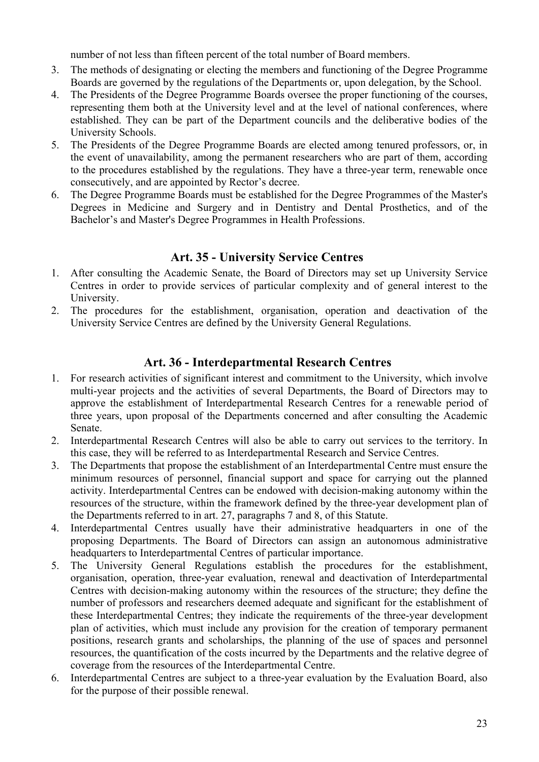number of not less than fifteen percent of the total number of Board members.

3. The methods of designating or electing the members and functioning of the Degree Programme Boards are governed by the regulations of the Departments or, upon delegation, by the School.
4. The Presidents of the Degree Programme Boards oversee the proper functioning of the courses, representing them both at the University level and at the level of national conferences, where established. They can be part of the Department councils and the deliberative bodies of the University Schools.
5. The Presidents of the Degree Programme Boards are elected among tenured professors, or, in the event of unavailability, among the permanent researchers who are part of them, according to the procedures established by the regulations. They have a three-year term, renewable once consecutively, and are appointed by Rector's decree.
6. The Degree Programme Boards must be established for the Degree Programmes of the Master's Degrees in Medicine and Surgery and in Dentistry and Dental Prosthetics, and of the Bachelor's and Master's Degree Programmes in Health Professions.

## Art. 35 - University Service Centres

1. After consulting the Academic Senate, the Board of Directors may set up University Service Centres in order to provide services of particular complexity and of general interest to the University.
2. The procedures for the establishment, organisation, operation and deactivation of the University Service Centres are defined by the University General Regulations.

## Art. 36 - Interdepartmental Research Centres

1. For research activities of significant interest and commitment to the University, which involve multi-year projects and the activities of several Departments, the Board of Directors may to approve the establishment of Interdepartmental Research Centres for a renewable period of three years, upon proposal of the Departments concerned and after consulting the Academic Senate.
2. Interdepartmental Research Centres will also be able to carry out services to the territory. In this case, they will be referred to as Interdepartmental Research and Service Centres.
3. The Departments that propose the establishment of an Interdepartmental Centre must ensure the minimum resources of personnel, financial support and space for carrying out the planned activity. Interdepartmental Centres can be endowed with decision-making autonomy within the resources of the structure, within the framework defined by the three-year development plan of the Departments referred to in art. 27, paragraphs 7 and 8, of this Statute.
4. Interdepartmental Centres usually have their administrative headquarters in one of the proposing Departments. The Board of Directors can assign an autonomous administrative headquarters to Interdepartmental Centres of particular importance.
5. The University General Regulations establish the procedures for the establishment, organisation, operation, three-year evaluation, renewal and deactivation of Interdepartmental Centres with decision-making autonomy within the resources of the structure; they define the number of professors and researchers deemed adequate and significant for the establishment of these Interdepartmental Centres; they indicate the requirements of the three-year development plan of activities, which must include any provision for the creation of temporary permanent positions, research grants and scholarships, the planning of the use of spaces and personnel resources, the quantification of the costs incurred by the Departments and the relative degree of coverage from the resources of the Interdepartmental Centre.
6. Interdepartmental Centres are subject to a three-year evaluation by the Evaluation Board, also for the purpose of their possible renewal.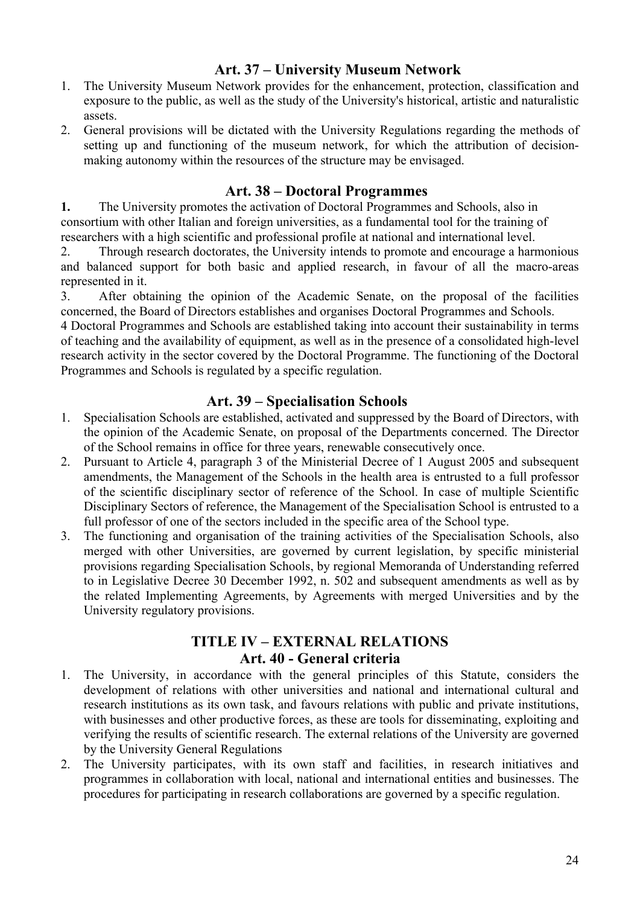## Art. 37 – University Museum Network

1. The University Museum Network provides for the enhancement, protection, classification and exposure to the public, as well as the study of the University's historical, artistic and naturalistic assets.
2. General provisions will be dictated with the University Regulations regarding the methods of setting up and functioning of the museum network, for which the attribution of decision-making autonomy within the resources of the structure may be envisaged.

## Art. 38 – Doctoral Programmes

**1.** The University promotes the activation of Doctoral Programmes and Schools, also in consortium with other Italian and foreign universities, as a fundamental tool for the training of researchers with a high scientific and professional profile at national and international level.

2. Through research doctorates, the University intends to promote and encourage a harmonious and balanced support for both basic and applied research, in favour of all the macro-areas represented in it.

3. After obtaining the opinion of the Academic Senate, on the proposal of the facilities concerned, the Board of Directors establishes and organises Doctoral Programmes and Schools.

4 Doctoral Programmes and Schools are established taking into account their sustainability in terms of teaching and the availability of equipment, as well as in the presence of a consolidated high-level research activity in the sector covered by the Doctoral Programme. The functioning of the Doctoral Programmes and Schools is regulated by a specific regulation.

## Art. 39 – Specialisation Schools

1. Specialisation Schools are established, activated and suppressed by the Board of Directors, with the opinion of the Academic Senate, on proposal of the Departments concerned. The Director of the School remains in office for three years, renewable consecutively once.
2. Pursuant to Article 4, paragraph 3 of the Ministerial Decree of 1 August 2005 and subsequent amendments, the Management of the Schools in the health area is entrusted to a full professor of the scientific disciplinary sector of reference of the School. In case of multiple Scientific Disciplinary Sectors of reference, the Management of the Specialisation School is entrusted to a full professor of one of the sectors included in the specific area of the School type.
3. The functioning and organisation of the training activities of the Specialisation Schools, also merged with other Universities, are governed by current legislation, by specific ministerial provisions regarding Specialisation Schools, by regional Memoranda of Understanding referred to in Legislative Decree 30 December 1992, n. 502 and subsequent amendments as well as by the related Implementing Agreements, by Agreements with merged Universities and by the University regulatory provisions.

# TITLE IV – EXTERNAL RELATIONS

## Art. 40 - General criteria

1. The University, in accordance with the general principles of this Statute, considers the development of relations with other universities and national and international cultural and research institutions as its own task, and favours relations with public and private institutions, with businesses and other productive forces, as these are tools for disseminating, exploiting and verifying the results of scientific research. The external relations of the University are governed by the University General Regulations
2. The University participates, with its own staff and facilities, in research initiatives and programmes in collaboration with local, national and international entities and businesses. The procedures for participating in research collaborations are governed by a specific regulation.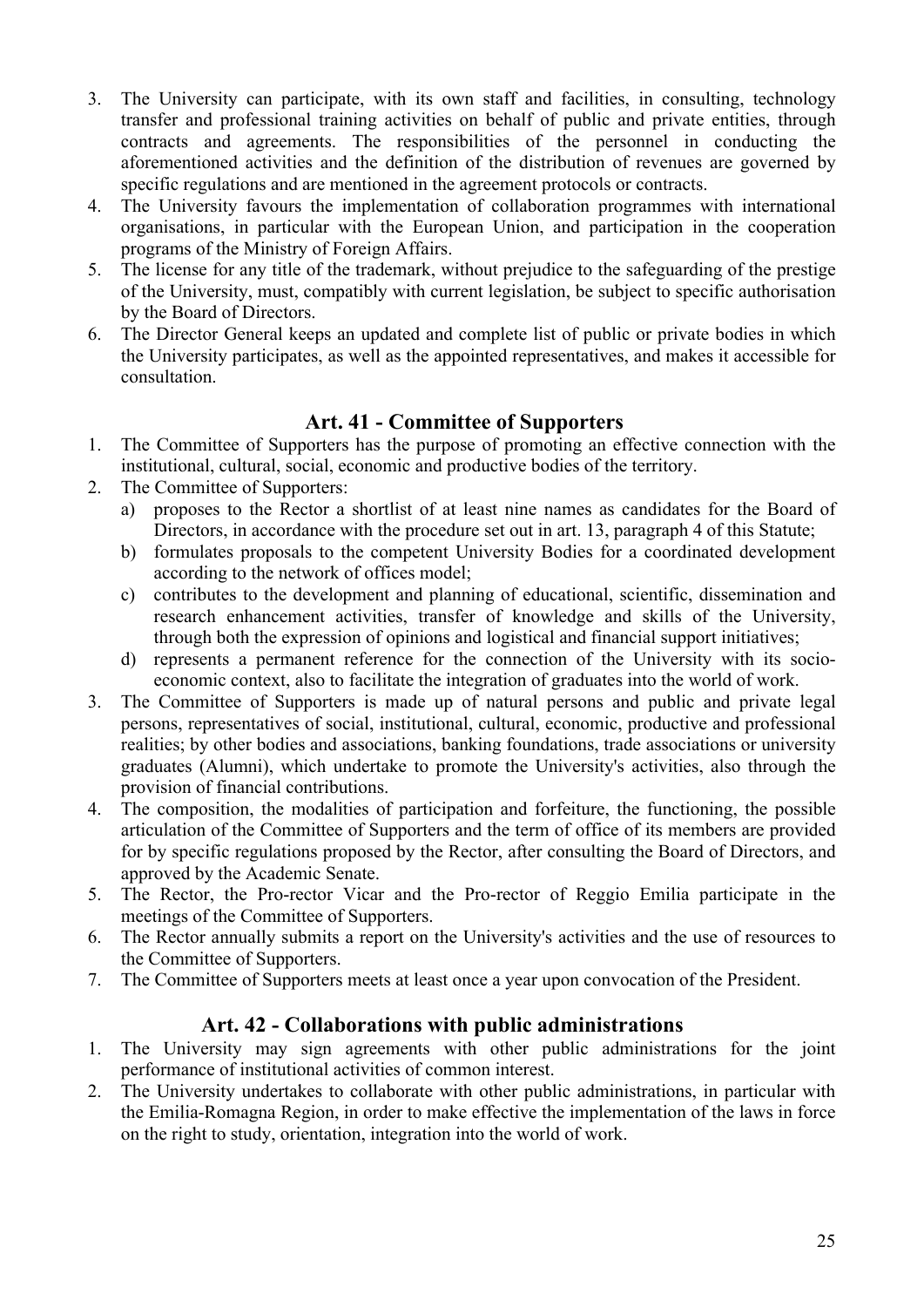3. The University can participate, with its own staff and facilities, in consulting, technology transfer and professional training activities on behalf of public and private entities, through contracts and agreements. The responsibilities of the personnel in conducting the aforementioned activities and the definition of the distribution of revenues are governed by specific regulations and are mentioned in the agreement protocols or contracts.
4. The University favours the implementation of collaboration programmes with international organisations, in particular with the European Union, and participation in the cooperation programs of the Ministry of Foreign Affairs.
5. The license for any title of the trademark, without prejudice to the safeguarding of the prestige of the University, must, compatibly with current legislation, be subject to specific authorisation by the Board of Directors.
6. The Director General keeps an updated and complete list of public or private bodies in which the University participates, as well as the appointed representatives, and makes it accessible for consultation.

## Art. 41 - Committee of Supporters

1. The Committee of Supporters has the purpose of promoting an effective connection with the institutional, cultural, social, economic and productive bodies of the territory.
2. The Committee of Supporters:
   a) proposes to the Rector a shortlist of at least nine names as candidates for the Board of Directors, in accordance with the procedure set out in art. 13, paragraph 4 of this Statute;
   b) formulates proposals to the competent University Bodies for a coordinated development according to the network of offices model;
   c) contributes to the development and planning of educational, scientific, dissemination and research enhancement activities, transfer of knowledge and skills of the University, through both the expression of opinions and logistical and financial support initiatives;
   d) represents a permanent reference for the connection of the University with its socio-economic context, also to facilitate the integration of graduates into the world of work.
3. The Committee of Supporters is made up of natural persons and public and private legal persons, representatives of social, institutional, cultural, economic, productive and professional realities; by other bodies and associations, banking foundations, trade associations or university graduates (Alumni), which undertake to promote the University's activities, also through the provision of financial contributions.
4. The composition, the modalities of participation and forfeiture, the functioning, the possible articulation of the Committee of Supporters and the term of office of its members are provided for by specific regulations proposed by the Rector, after consulting the Board of Directors, and approved by the Academic Senate.
5. The Rector, the Pro-rector Vicar and the Pro-rector of Reggio Emilia participate in the meetings of the Committee of Supporters.
6. The Rector annually submits a report on the University's activities and the use of resources to the Committee of Supporters.
7. The Committee of Supporters meets at least once a year upon convocation of the President.

## Art. 42 - Collaborations with public administrations

1. The University may sign agreements with other public administrations for the joint performance of institutional activities of common interest.
2. The University undertakes to collaborate with other public administrations, in particular with the Emilia-Romagna Region, in order to make effective the implementation of the laws in force on the right to study, orientation, integration into the world of work.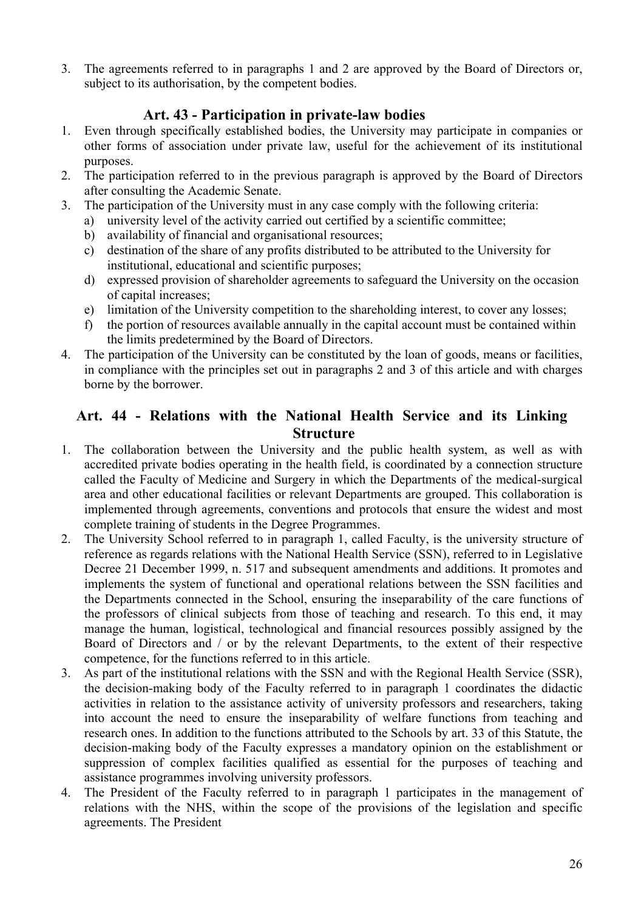3. The agreements referred to in paragraphs 1 and 2 are approved by the Board of Directors or, subject to its authorisation, by the competent bodies.

## Art. 43 - Participation in private-law bodies

1. Even through specifically established bodies, the University may participate in companies or other forms of association under private law, useful for the achievement of its institutional purposes.
2. The participation referred to in the previous paragraph is approved by the Board of Directors after consulting the Academic Senate.
3. The participation of the University must in any case comply with the following criteria:
   a) university level of the activity carried out certified by a scientific committee;
   b) availability of financial and organisational resources;
   c) destination of the share of any profits distributed to be attributed to the University for institutional, educational and scientific purposes;
   d) expressed provision of shareholder agreements to safeguard the University on the occasion of capital increases;
   e) limitation of the University competition to the shareholding interest, to cover any losses;
   f) the portion of resources available annually in the capital account must be contained within the limits predetermined by the Board of Directors.
4. The participation of the University can be constituted by the loan of goods, means or facilities, in compliance with the principles set out in paragraphs 2 and 3 of this article and with charges borne by the borrower.

## Art. 44 - Relations with the National Health Service and its Linking Structure

1. The collaboration between the University and the public health system, as well as with accredited private bodies operating in the health field, is coordinated by a connection structure called the Faculty of Medicine and Surgery in which the Departments of the medical-surgical area and other educational facilities or relevant Departments are grouped. This collaboration is implemented through agreements, conventions and protocols that ensure the widest and most complete training of students in the Degree Programmes.
2. The University School referred to in paragraph 1, called Faculty, is the university structure of reference as regards relations with the National Health Service (SSN), referred to in Legislative Decree 21 December 1999, n. 517 and subsequent amendments and additions. It promotes and implements the system of functional and operational relations between the SSN facilities and the Departments connected in the School, ensuring the inseparability of the care functions of the professors of clinical subjects from those of teaching and research. To this end, it may manage the human, logistical, technological and financial resources possibly assigned by the Board of Directors and / or by the relevant Departments, to the extent of their respective competence, for the functions referred to in this article.
3. As part of the institutional relations with the SSN and with the Regional Health Service (SSR), the decision-making body of the Faculty referred to in paragraph 1 coordinates the didactic activities in relation to the assistance activity of university professors and researchers, taking into account the need to ensure the inseparability of welfare functions from teaching and research ones. In addition to the functions attributed to the Schools by art. 33 of this Statute, the decision-making body of the Faculty expresses a mandatory opinion on the establishment or suppression of complex facilities qualified as essential for the purposes of teaching and assistance programmes involving university professors.
4. The President of the Faculty referred to in paragraph 1 participates in the management of relations with the NHS, within the scope of the provisions of the legislation and specific agreements. The President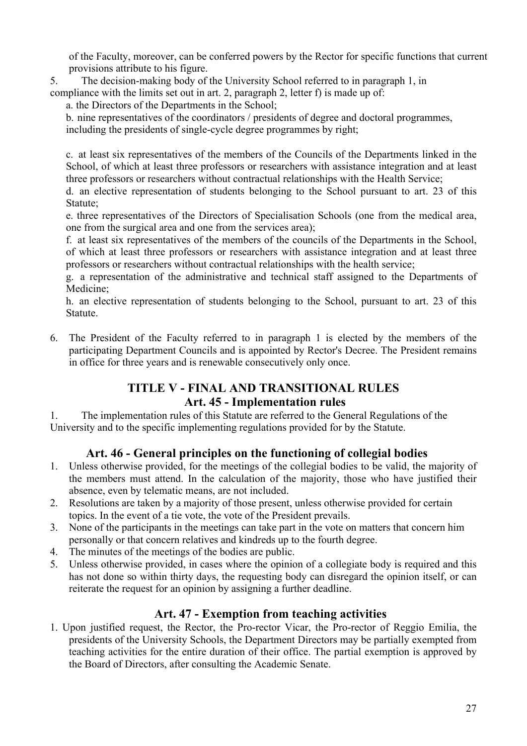of the Faculty, moreover, can be conferred powers by the Rector for specific functions that current provisions attribute to his figure.

5. The decision-making body of the University School referred to in paragraph 1, in compliance with the limits set out in art. 2, paragraph 2, letter f) is made up of:

   a. the Directors of the Departments in the School;

   b. nine representatives of the coordinators / presidents of degree and doctoral programmes, including the presidents of single-cycle degree programmes by right;

   c. at least six representatives of the members of the Councils of the Departments linked in the School, of which at least three professors or researchers with assistance integration and at least three professors or researchers without contractual relationships with the Health Service;

   d. an elective representation of students belonging to the School pursuant to art. 23 of this Statute;

   e. three representatives of the Directors of Specialisation Schools (one from the medical area, one from the surgical area and one from the services area);

   f. at least six representatives of the members of the councils of the Departments in the School, of which at least three professors or researchers with assistance integration and at least three professors or researchers without contractual relationships with the health service;

   g. a representation of the administrative and technical staff assigned to the Departments of Medicine;

   h. an elective representation of students belonging to the School, pursuant to art. 23 of this Statute.

6. The President of the Faculty referred to in paragraph 1 is elected by the members of the participating Department Councils and is appointed by Rector's Decree. The President remains in office for three years and is renewable consecutively only once.

## TITLE V - FINAL AND TRANSITIONAL RULES

## Art. 45 - Implementation rules

1. The implementation rules of this Statute are referred to the General Regulations of the University and to the specific implementing regulations provided for by the Statute.

## Art. 46 - General principles on the functioning of collegial bodies

1. Unless otherwise provided, for the meetings of the collegial bodies to be valid, the majority of the members must attend. In the calculation of the majority, those who have justified their absence, even by telematic means, are not included.
2. Resolutions are taken by a majority of those present, unless otherwise provided for certain topics. In the event of a tie vote, the vote of the President prevails.
3. None of the participants in the meetings can take part in the vote on matters that concern him personally or that concern relatives and kindreds up to the fourth degree.
4. The minutes of the meetings of the bodies are public.
5. Unless otherwise provided, in cases where the opinion of a collegiate body is required and this has not done so within thirty days, the requesting body can disregard the opinion itself, or can reiterate the request for an opinion by assigning a further deadline.

## Art. 47 - Exemption from teaching activities

1. Upon justified request, the Rector, the Pro-rector Vicar, the Pro-rector of Reggio Emilia, the presidents of the University Schools, the Department Directors may be partially exempted from teaching activities for the entire duration of their office. The partial exemption is approved by the Board of Directors, after consulting the Academic Senate.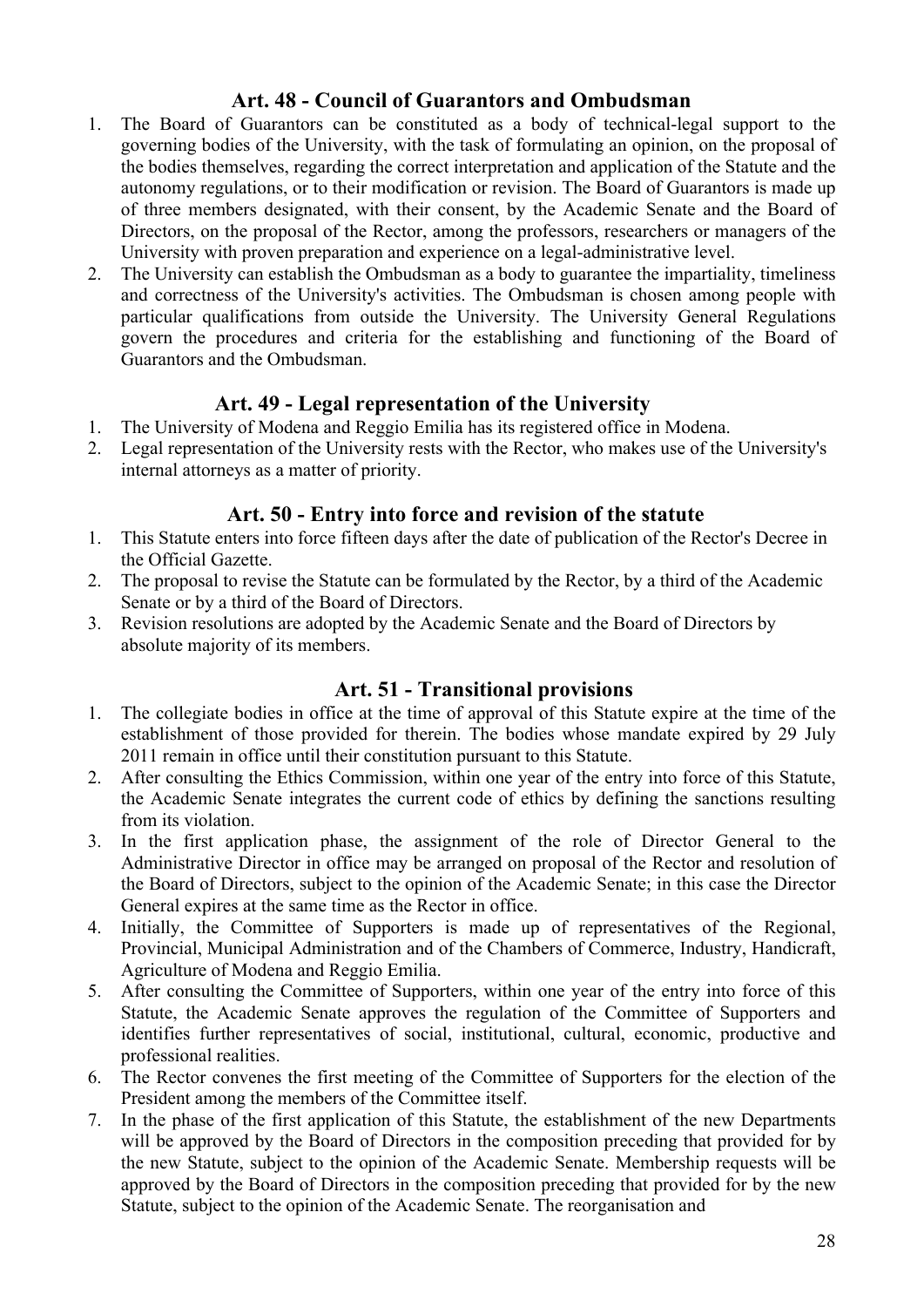## Art. 48 - Council of Guarantors and Ombudsman

1. The Board of Guarantors can be constituted as a body of technical-legal support to the governing bodies of the University, with the task of formulating an opinion, on the proposal of the bodies themselves, regarding the correct interpretation and application of the Statute and the autonomy regulations, or to their modification or revision. The Board of Guarantors is made up of three members designated, with their consent, by the Academic Senate and the Board of Directors, on the proposal of the Rector, among the professors, researchers or managers of the University with proven preparation and experience on a legal-administrative level.
2. The University can establish the Ombudsman as a body to guarantee the impartiality, timeliness and correctness of the University's activities. The Ombudsman is chosen among people with particular qualifications from outside the University. The University General Regulations govern the procedures and criteria for the establishing and functioning of the Board of Guarantors and the Ombudsman.

## Art. 49 - Legal representation of the University

1. The University of Modena and Reggio Emilia has its registered office in Modena.
2. Legal representation of the University rests with the Rector, who makes use of the University's internal attorneys as a matter of priority.

## Art. 50 - Entry into force and revision of the statute

1. This Statute enters into force fifteen days after the date of publication of the Rector's Decree in the Official Gazette.
2. The proposal to revise the Statute can be formulated by the Rector, by a third of the Academic Senate or by a third of the Board of Directors.
3. Revision resolutions are adopted by the Academic Senate and the Board of Directors by absolute majority of its members.

## Art. 51 - Transitional provisions

1. The collegiate bodies in office at the time of approval of this Statute expire at the time of the establishment of those provided for therein. The bodies whose mandate expired by 29 July 2011 remain in office until their constitution pursuant to this Statute.
2. After consulting the Ethics Commission, within one year of the entry into force of this Statute, the Academic Senate integrates the current code of ethics by defining the sanctions resulting from its violation.
3. In the first application phase, the assignment of the role of Director General to the Administrative Director in office may be arranged on proposal of the Rector and resolution of the Board of Directors, subject to the opinion of the Academic Senate; in this case the Director General expires at the same time as the Rector in office.
4. Initially, the Committee of Supporters is made up of representatives of the Regional, Provincial, Municipal Administration and of the Chambers of Commerce, Industry, Handicraft, Agriculture of Modena and Reggio Emilia.
5. After consulting the Committee of Supporters, within one year of the entry into force of this Statute, the Academic Senate approves the regulation of the Committee of Supporters and identifies further representatives of social, institutional, cultural, economic, productive and professional realities.
6. The Rector convenes the first meeting of the Committee of Supporters for the election of the President among the members of the Committee itself.
7. In the phase of the first application of this Statute, the establishment of the new Departments will be approved by the Board of Directors in the composition preceding that provided for by the new Statute, subject to the opinion of the Academic Senate. Membership requests will be approved by the Board of Directors in the composition preceding that provided for by the new Statute, subject to the opinion of the Academic Senate. The reorganisation and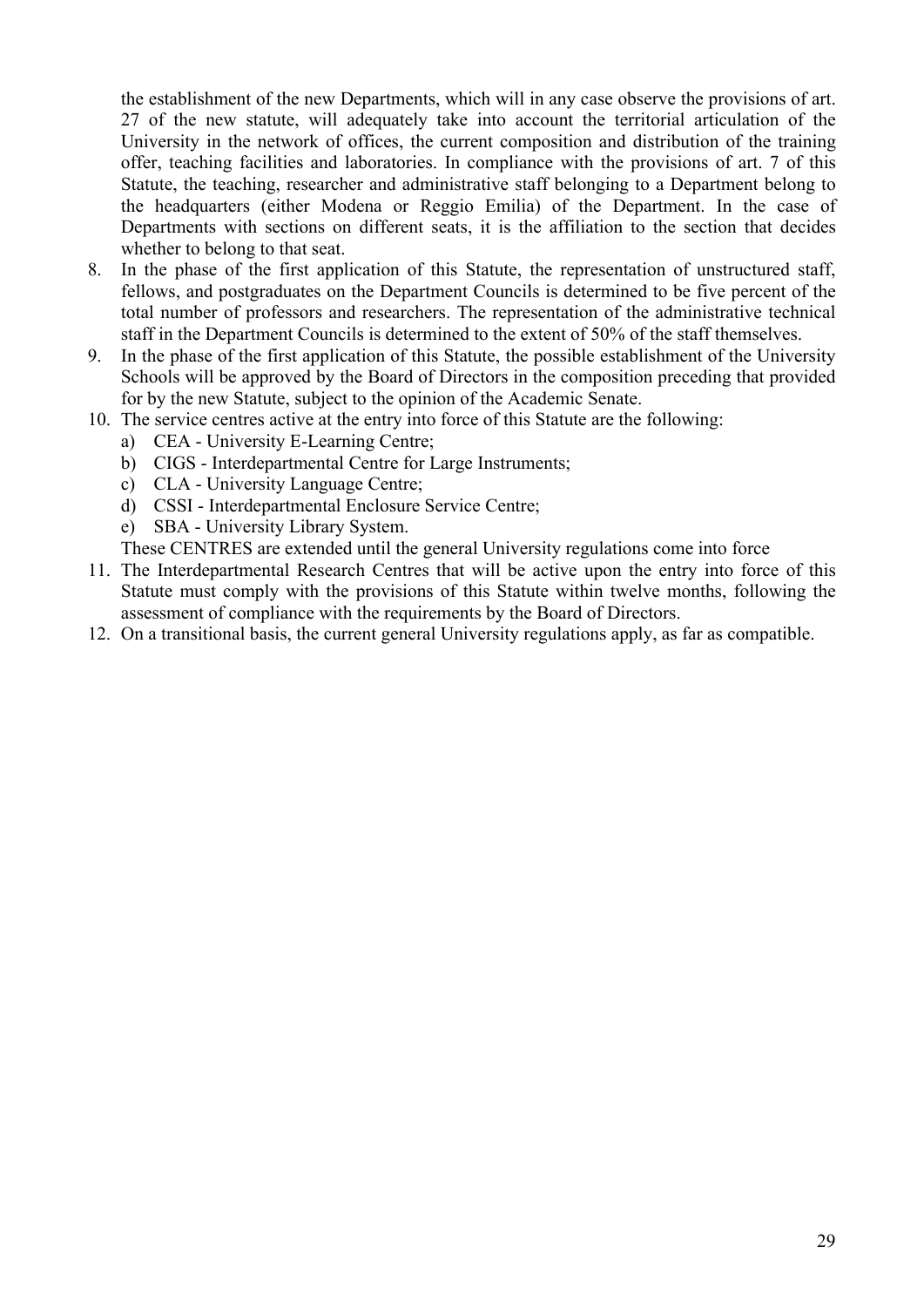the establishment of the new Departments, which will in any case observe the provisions of art. 27 of the new statute, will adequately take into account the territorial articulation of the University in the network of offices, the current composition and distribution of the training offer, teaching facilities and laboratories. In compliance with the provisions of art. 7 of this Statute, the teaching, researcher and administrative staff belonging to a Department belong to the headquarters (either Modena or Reggio Emilia) of the Department. In the case of Departments with sections on different seats, it is the affiliation to the section that decides whether to belong to that seat.

8. In the phase of the first application of this Statute, the representation of unstructured staff, fellows, and postgraduates on the Department Councils is determined to be five percent of the total number of professors and researchers. The representation of the administrative technical staff in the Department Councils is determined to the extent of 50% of the staff themselves.
9. In the phase of the first application of this Statute, the possible establishment of the University Schools will be approved by the Board of Directors in the composition preceding that provided for by the new Statute, subject to the opinion of the Academic Senate.
10. The service centres active at the entry into force of this Statute are the following:
    a) CEA - University E-Learning Centre;
    b) CIGS - Interdepartmental Centre for Large Instruments;
    c) CLA - University Language Centre;
    d) CSSI - Interdepartmental Enclosure Service Centre;
    e) SBA - University Library System.

    These CENTRES are extended until the general University regulations come into force
11. The Interdepartmental Research Centres that will be active upon the entry into force of this Statute must comply with the provisions of this Statute within twelve months, following the assessment of compliance with the requirements by the Board of Directors.
12. On a transitional basis, the current general University regulations apply, as far as compatible.